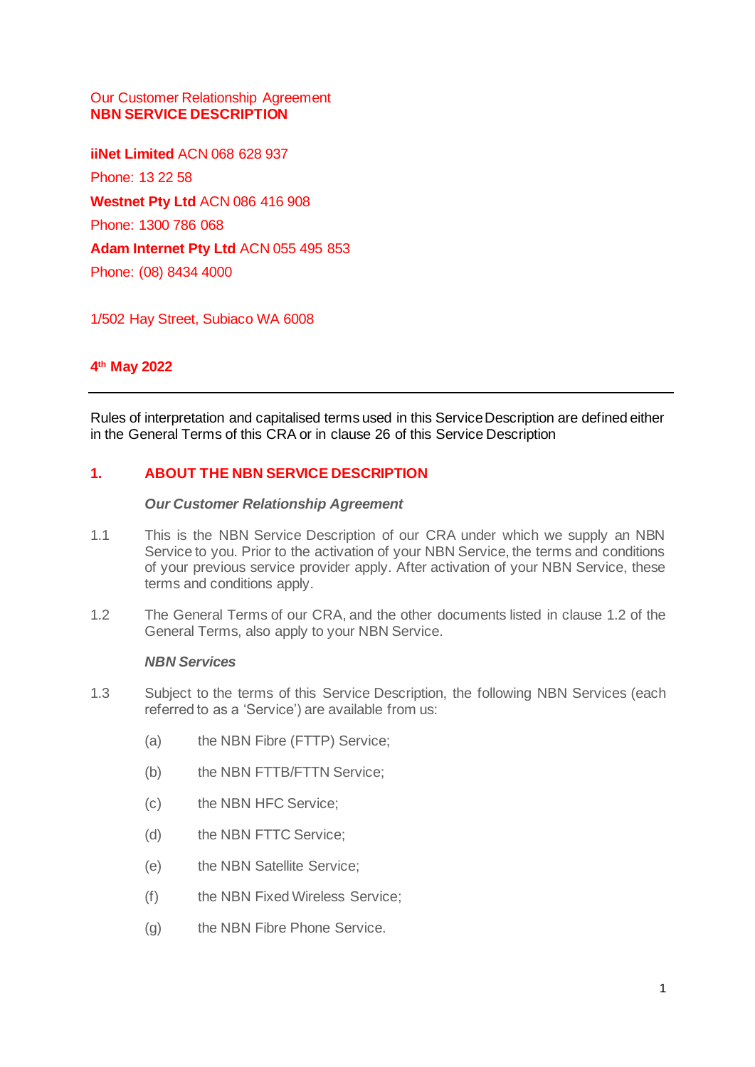Our Customer Relationship Agreement
# NBN SERVICE DESCRIPTION

**iiNet Limited** ACN 068 628 937

Phone: 13 22 58

**Westnet Pty Ltd** ACN 086 416 908

Phone: 1300 786 068

**Adam Internet Pty Ltd** ACN 055 495 853

Phone: (08) 8434 4000

1/502 Hay Street, Subiaco WA 6008

**4th May 2022**

---

Rules of interpretation and capitalised terms used in this Service Description are defined either in the General Terms of this CRA or in clause 26 of this Service Description

## 1. ABOUT THE NBN SERVICE DESCRIPTION

***Our Customer Relationship Agreement***

1.1 This is the NBN Service Description of our CRA under which we supply an NBN Service to you. Prior to the activation of your NBN Service, the terms and conditions of your previous service provider apply. After activation of your NBN Service, these terms and conditions apply.

1.2 The General Terms of our CRA, and the other documents listed in clause 1.2 of the General Terms, also apply to your NBN Service.

***NBN Services***

1.3 Subject to the terms of this Service Description, the following NBN Services (each referred to as a 'Service') are available from us:

(a) the NBN Fibre (FTTP) Service;

(b) the NBN FTTB/FTTN Service;

(c) the NBN HFC Service;

(d) the NBN FTTC Service;

(e) the NBN Satellite Service;

(f) the NBN Fixed Wireless Service;

(g) the NBN Fibre Phone Service.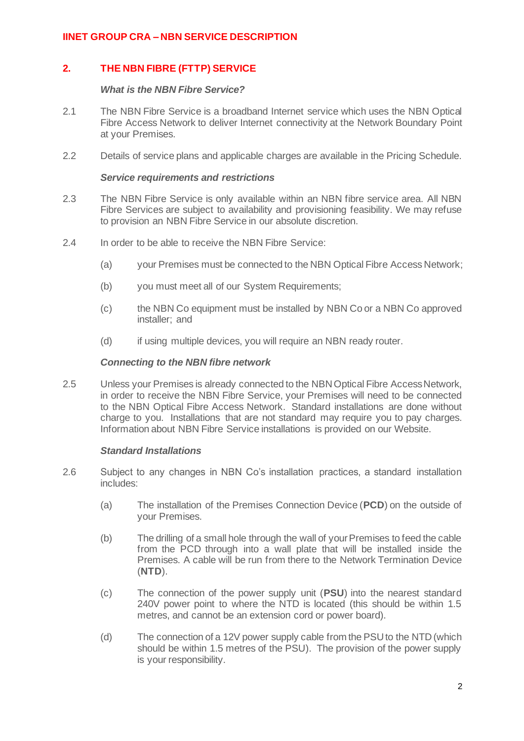## 2. THE NBN FIBRE (FTTP) SERVICE

***What is the NBN Fibre Service?***

2.1 The NBN Fibre Service is a broadband Internet service which uses the NBN Optical Fibre Access Network to deliver Internet connectivity at the Network Boundary Point at your Premises.

2.2 Details of service plans and applicable charges are available in the Pricing Schedule.

***Service requirements and restrictions***

2.3 The NBN Fibre Service is only available within an NBN fibre service area. All NBN Fibre Services are subject to availability and provisioning feasibility. We may refuse to provision an NBN Fibre Service in our absolute discretion.

2.4 In order to be able to receive the NBN Fibre Service:

(a) your Premises must be connected to the NBN Optical Fibre Access Network;

(b) you must meet all of our System Requirements;

(c) the NBN Co equipment must be installed by NBN Co or a NBN Co approved installer; and

(d) if using multiple devices, you will require an NBN ready router.

***Connecting to the NBN fibre network***

2.5 Unless your Premises is already connected to the NBN Optical Fibre Access Network, in order to receive the NBN Fibre Service, your Premises will need to be connected to the NBN Optical Fibre Access Network. Standard installations are done without charge to you. Installations that are not standard may require you to pay charges. Information about NBN Fibre Service installations is provided on our Website.

***Standard Installations***

2.6 Subject to any changes in NBN Co's installation practices, a standard installation includes:

(a) The installation of the Premises Connection Device (**PCD**) on the outside of your Premises.

(b) The drilling of a small hole through the wall of your Premises to feed the cable from the PCD through into a wall plate that will be installed inside the Premises. A cable will be run from there to the Network Termination Device (**NTD**).

(c) The connection of the power supply unit (**PSU**) into the nearest standard 240V power point to where the NTD is located (this should be within 1.5 metres, and cannot be an extension cord or power board).

(d) The connection of a 12V power supply cable from the PSU to the NTD (which should be within 1.5 metres of the PSU). The provision of the power supply is your responsibility.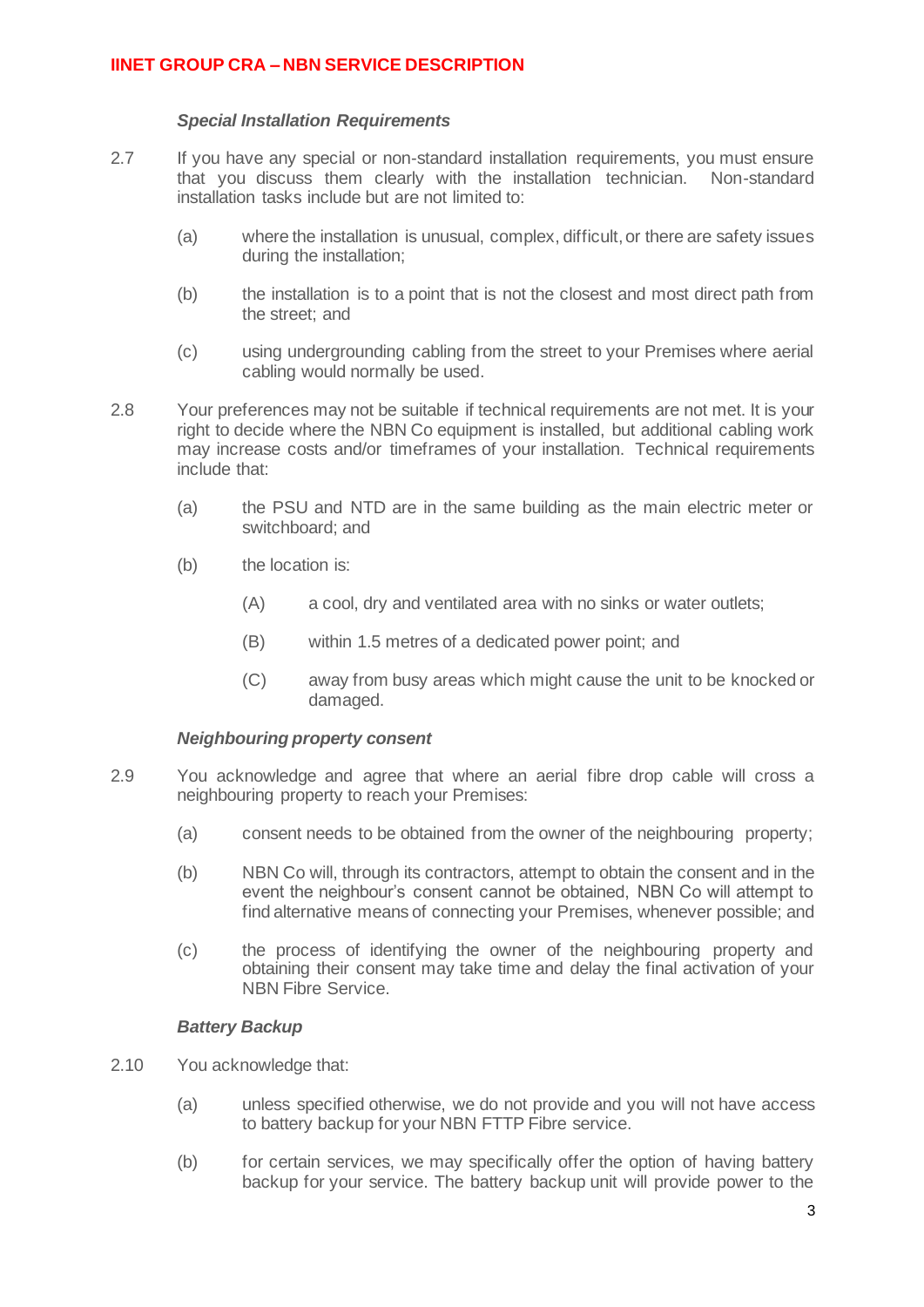### *Special Installation Requirements*

2.7 If you have any special or non-standard installation requirements, you must ensure that you discuss them clearly with the installation technician. Non-standard installation tasks include but are not limited to:

- (a) where the installation is unusual, complex, difficult, or there are safety issues during the installation;
- (b) the installation is to a point that is not the closest and most direct path from the street; and
- (c) using undergrounding cabling from the street to your Premises where aerial cabling would normally be used.

2.8 Your preferences may not be suitable if technical requirements are not met. It is your right to decide where the NBN Co equipment is installed, but additional cabling work may increase costs and/or timeframes of your installation. Technical requirements include that:

- (a) the PSU and NTD are in the same building as the main electric meter or switchboard; and
- (b) the location is:
  - (A) a cool, dry and ventilated area with no sinks or water outlets;
  - (B) within 1.5 metres of a dedicated power point; and
  - (C) away from busy areas which might cause the unit to be knocked or damaged.

### *Neighbouring property consent*

2.9 You acknowledge and agree that where an aerial fibre drop cable will cross a neighbouring property to reach your Premises:

- (a) consent needs to be obtained from the owner of the neighbouring property;
- (b) NBN Co will, through its contractors, attempt to obtain the consent and in the event the neighbour's consent cannot be obtained, NBN Co will attempt to find alternative means of connecting your Premises, whenever possible; and
- (c) the process of identifying the owner of the neighbouring property and obtaining their consent may take time and delay the final activation of your NBN Fibre Service.

### *Battery Backup*

2.10 You acknowledge that:

- (a) unless specified otherwise, we do not provide and you will not have access to battery backup for your NBN FTTP Fibre service.
- (b) for certain services, we may specifically offer the option of having battery backup for your service. The battery backup unit will provide power to the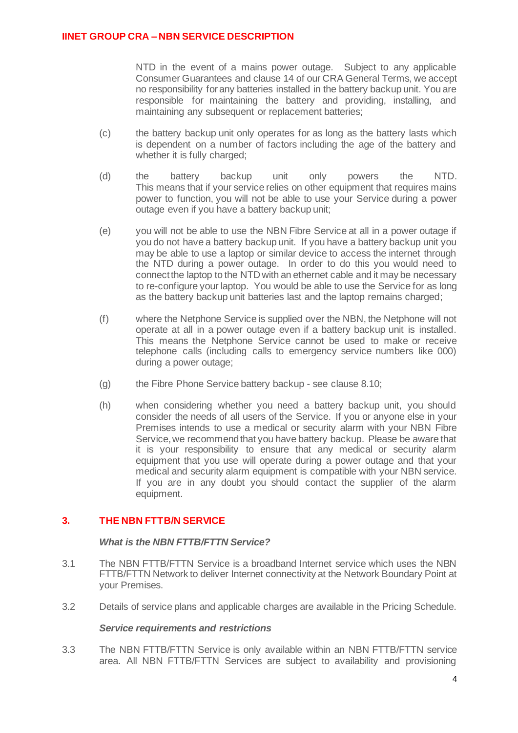NTD in the event of a mains power outage. Subject to any applicable Consumer Guarantees and clause 14 of our CRA General Terms, we accept no responsibility for any batteries installed in the battery backup unit. You are responsible for maintaining the battery and providing, installing, and maintaining any subsequent or replacement batteries;

(c) the battery backup unit only operates for as long as the battery lasts which is dependent on a number of factors including the age of the battery and whether it is fully charged;

(d) the battery backup unit only powers the NTD. This means that if your service relies on other equipment that requires mains power to function, you will not be able to use your Service during a power outage even if you have a battery backup unit;

(e) you will not be able to use the NBN Fibre Service at all in a power outage if you do not have a battery backup unit. If you have a battery backup unit you may be able to use a laptop or similar device to access the internet through the NTD during a power outage. In order to do this you would need to connect the laptop to the NTD with an ethernet cable and it may be necessary to re-configure your laptop. You would be able to use the Service for as long as the battery backup unit batteries last and the laptop remains charged;

(f) where the Netphone Service is supplied over the NBN, the Netphone will not operate at all in a power outage even if a battery backup unit is installed. This means the Netphone Service cannot be used to make or receive telephone calls (including calls to emergency service numbers like 000) during a power outage;

(g) the Fibre Phone Service battery backup - see clause 8.10;

(h) when considering whether you need a battery backup unit, you should consider the needs of all users of the Service. If you or anyone else in your Premises intends to use a medical or security alarm with your NBN Fibre Service, we recommend that you have battery backup. Please be aware that it is your responsibility to ensure that any medical or security alarm equipment that you use will operate during a power outage and that your medical and security alarm equipment is compatible with your NBN service. If you are in any doubt you should contact the supplier of the alarm equipment.

## 3. THE NBN FTTB/N SERVICE

***What is the NBN FTTB/FTTN Service?***

3.1 The NBN FTTB/FTTN Service is a broadband Internet service which uses the NBN FTTB/FTTN Network to deliver Internet connectivity at the Network Boundary Point at your Premises.

3.2 Details of service plans and applicable charges are available in the Pricing Schedule.

***Service requirements and restrictions***

3.3 The NBN FTTB/FTTN Service is only available within an NBN FTTB/FTTN service area. All NBN FTTB/FTTN Services are subject to availability and provisioning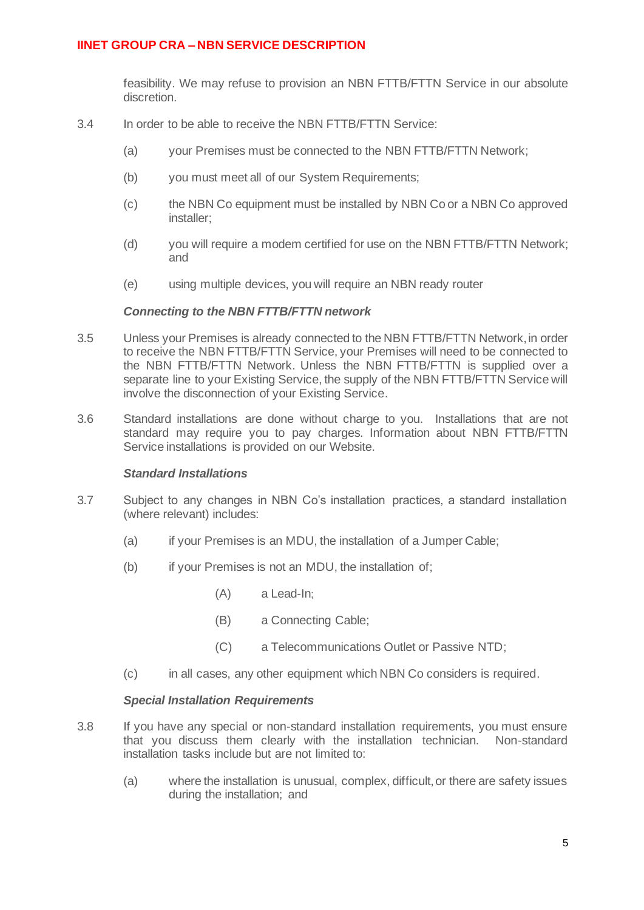feasibility. We may refuse to provision an NBN FTTB/FTTN Service in our absolute discretion.

3.4 In order to be able to receive the NBN FTTB/FTTN Service:

(a) your Premises must be connected to the NBN FTTB/FTTN Network;

(b) you must meet all of our System Requirements;

(c) the NBN Co equipment must be installed by NBN Co or a NBN Co approved installer;

(d) you will require a modem certified for use on the NBN FTTB/FTTN Network; and

(e) using multiple devices, you will require an NBN ready router

***Connecting to the NBN FTTB/FTTN network***

3.5 Unless your Premises is already connected to the NBN FTTB/FTTN Network, in order to receive the NBN FTTB/FTTN Service, your Premises will need to be connected to the NBN FTTB/FTTN Network. Unless the NBN FTTB/FTTN is supplied over a separate line to your Existing Service, the supply of the NBN FTTB/FTTN Service will involve the disconnection of your Existing Service.

3.6 Standard installations are done without charge to you. Installations that are not standard may require you to pay charges. Information about NBN FTTB/FTTN Service installations is provided on our Website.

***Standard Installations***

3.7 Subject to any changes in NBN Co's installation practices, a standard installation (where relevant) includes:

(a) if your Premises is an MDU, the installation of a Jumper Cable;

(b) if your Premises is not an MDU, the installation of;

(A) a Lead-In;

(B) a Connecting Cable;

(C) a Telecommunications Outlet or Passive NTD;

(c) in all cases, any other equipment which NBN Co considers is required.

***Special Installation Requirements***

3.8 If you have any special or non-standard installation requirements, you must ensure that you discuss them clearly with the installation technician. Non-standard installation tasks include but are not limited to:

(a) where the installation is unusual, complex, difficult, or there are safety issues during the installation; and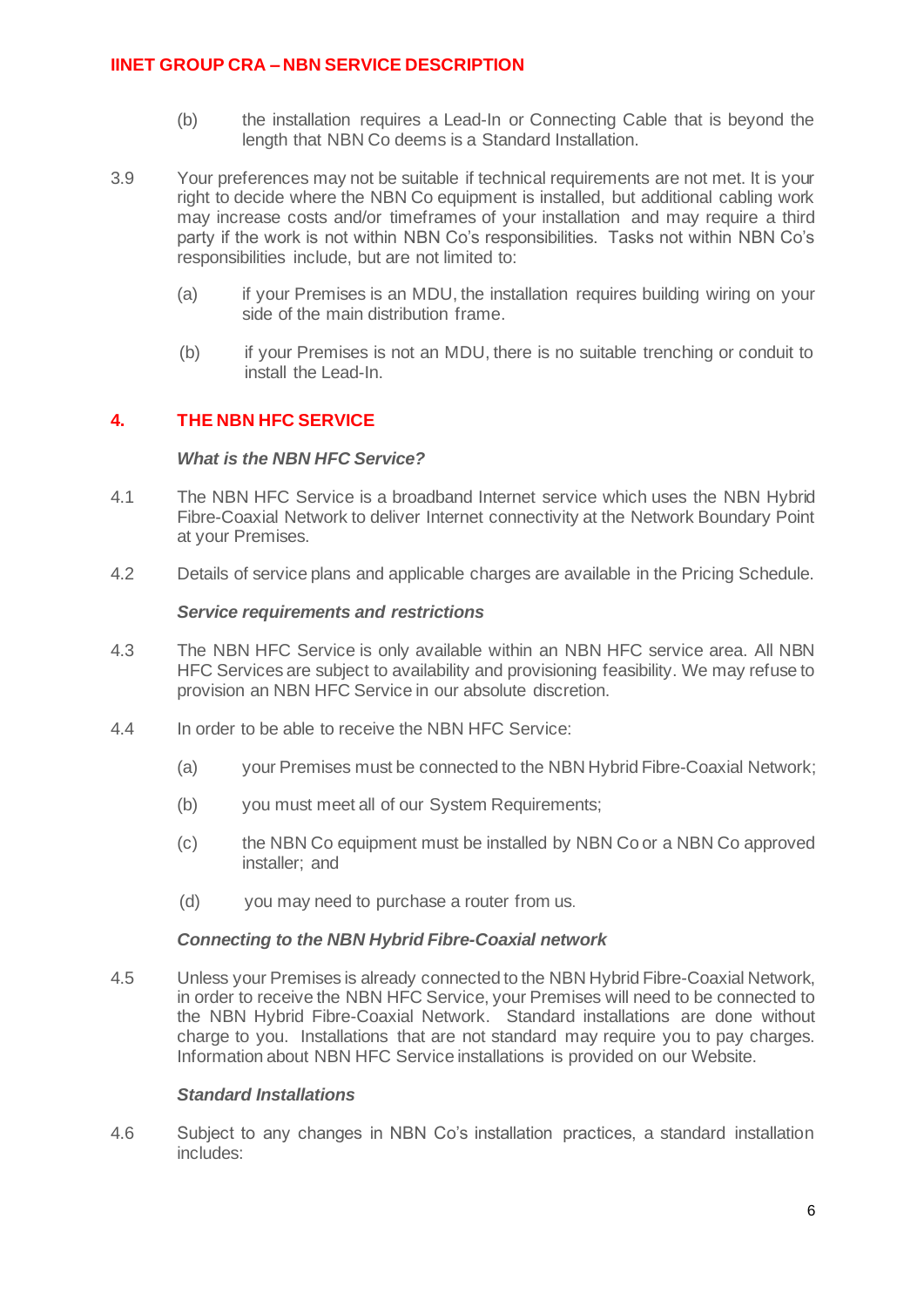(b) the installation requires a Lead-In or Connecting Cable that is beyond the length that NBN Co deems is a Standard Installation.

3.9 Your preferences may not be suitable if technical requirements are not met. It is your right to decide where the NBN Co equipment is installed, but additional cabling work may increase costs and/or timeframes of your installation and may require a third party if the work is not within NBN Co's responsibilities. Tasks not within NBN Co's responsibilities include, but are not limited to:

(a) if your Premises is an MDU, the installation requires building wiring on your side of the main distribution frame.

(b) if your Premises is not an MDU, there is no suitable trenching or conduit to install the Lead-In.

## 4. THE NBN HFC SERVICE

***What is the NBN HFC Service?***

4.1 The NBN HFC Service is a broadband Internet service which uses the NBN Hybrid Fibre-Coaxial Network to deliver Internet connectivity at the Network Boundary Point at your Premises.

4.2 Details of service plans and applicable charges are available in the Pricing Schedule.

***Service requirements and restrictions***

4.3 The NBN HFC Service is only available within an NBN HFC service area. All NBN HFC Services are subject to availability and provisioning feasibility. We may refuse to provision an NBN HFC Service in our absolute discretion.

4.4 In order to be able to receive the NBN HFC Service:

(a) your Premises must be connected to the NBN Hybrid Fibre-Coaxial Network;

(b) you must meet all of our System Requirements;

(c) the NBN Co equipment must be installed by NBN Co or a NBN Co approved installer; and

(d) you may need to purchase a router from us.

***Connecting to the NBN Hybrid Fibre-Coaxial network***

4.5 Unless your Premises is already connected to the NBN Hybrid Fibre-Coaxial Network, in order to receive the NBN HFC Service, your Premises will need to be connected to the NBN Hybrid Fibre-Coaxial Network. Standard installations are done without charge to you. Installations that are not standard may require you to pay charges. Information about NBN HFC Service installations is provided on our Website.

***Standard Installations***

4.6 Subject to any changes in NBN Co's installation practices, a standard installation includes: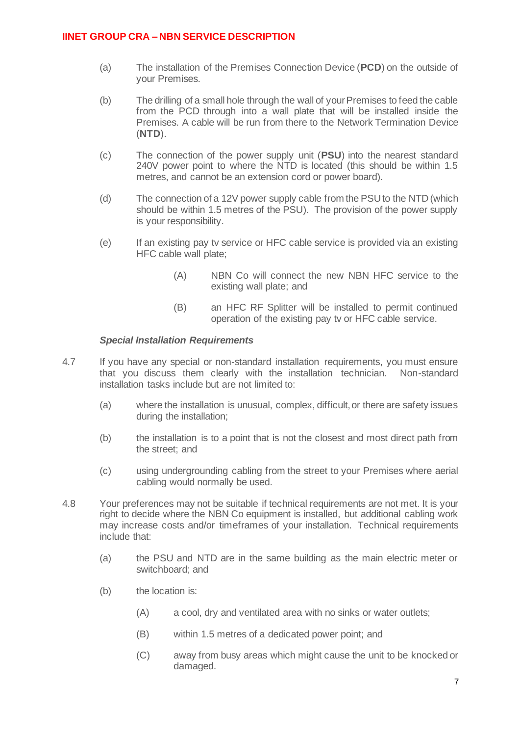(a) The installation of the Premises Connection Device (**PCD**) on the outside of your Premises.

(b) The drilling of a small hole through the wall of your Premises to feed the cable from the PCD through into a wall plate that will be installed inside the Premises. A cable will be run from there to the Network Termination Device (**NTD**).

(c) The connection of the power supply unit (**PSU**) into the nearest standard 240V power point to where the NTD is located (this should be within 1.5 metres, and cannot be an extension cord or power board).

(d) The connection of a 12V power supply cable from the PSU to the NTD (which should be within 1.5 metres of the PSU). The provision of the power supply is your responsibility.

(e) If an existing pay tv service or HFC cable service is provided via an existing HFC cable wall plate;

   (A) NBN Co will connect the new NBN HFC service to the existing wall plate; and

   (B) an HFC RF Splitter will be installed to permit continued operation of the existing pay tv or HFC cable service.

***Special Installation Requirements***

4.7 If you have any special or non-standard installation requirements, you must ensure that you discuss them clearly with the installation technician. Non-standard installation tasks include but are not limited to:

(a) where the installation is unusual, complex, difficult, or there are safety issues during the installation;

(b) the installation is to a point that is not the closest and most direct path from the street; and

(c) using undergrounding cabling from the street to your Premises where aerial cabling would normally be used.

4.8 Your preferences may not be suitable if technical requirements are not met. It is your right to decide where the NBN Co equipment is installed, but additional cabling work may increase costs and/or timeframes of your installation. Technical requirements include that:

(a) the PSU and NTD are in the same building as the main electric meter or switchboard; and

(b) the location is:

   (A) a cool, dry and ventilated area with no sinks or water outlets;

   (B) within 1.5 metres of a dedicated power point; and

   (C) away from busy areas which might cause the unit to be knocked or damaged.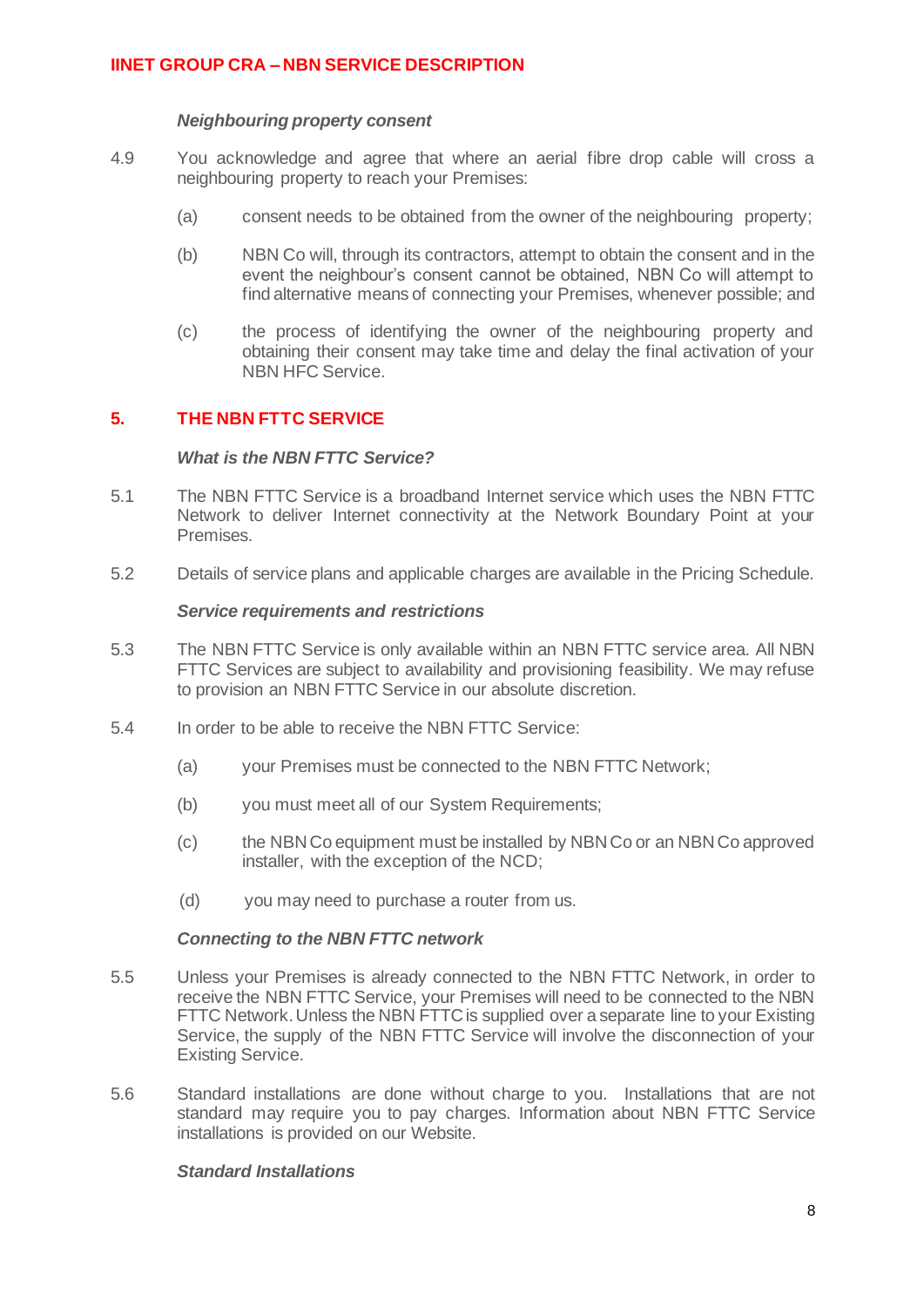### *Neighbouring property consent*

4.9 You acknowledge and agree that where an aerial fibre drop cable will cross a neighbouring property to reach your Premises:

(a) consent needs to be obtained from the owner of the neighbouring property;

(b) NBN Co will, through its contractors, attempt to obtain the consent and in the event the neighbour's consent cannot be obtained, NBN Co will attempt to find alternative means of connecting your Premises, whenever possible; and

(c) the process of identifying the owner of the neighbouring property and obtaining their consent may take time and delay the final activation of your NBN HFC Service.

## 5. THE NBN FTTC SERVICE

### *What is the NBN FTTC Service?*

5.1 The NBN FTTC Service is a broadband Internet service which uses the NBN FTTC Network to deliver Internet connectivity at the Network Boundary Point at your Premises.

5.2 Details of service plans and applicable charges are available in the Pricing Schedule.

### *Service requirements and restrictions*

5.3 The NBN FTTC Service is only available within an NBN FTTC service area. All NBN FTTC Services are subject to availability and provisioning feasibility. We may refuse to provision an NBN FTTC Service in our absolute discretion.

5.4 In order to be able to receive the NBN FTTC Service:

(a) your Premises must be connected to the NBN FTTC Network;

(b) you must meet all of our System Requirements;

(c) the NBN Co equipment must be installed by NBN Co or an NBN Co approved installer, with the exception of the NCD;

(d) you may need to purchase a router from us.

### *Connecting to the NBN FTTC network*

5.5 Unless your Premises is already connected to the NBN FTTC Network, in order to receive the NBN FTTC Service, your Premises will need to be connected to the NBN FTTC Network. Unless the NBN FTTC is supplied over a separate line to your Existing Service, the supply of the NBN FTTC Service will involve the disconnection of your Existing Service.

5.6 Standard installations are done without charge to you. Installations that are not standard may require you to pay charges. Information about NBN FTTC Service installations is provided on our Website.

### *Standard Installations*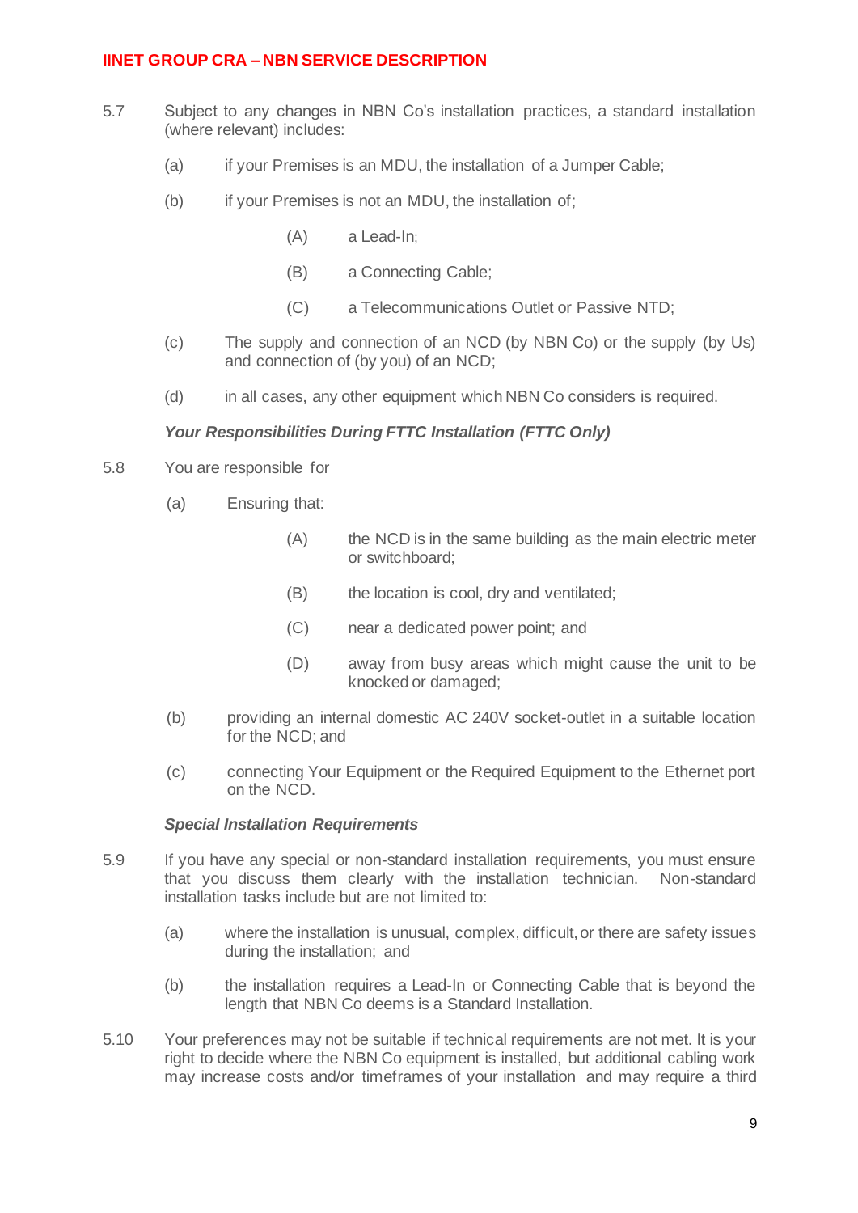5.7 Subject to any changes in NBN Co's installation practices, a standard installation (where relevant) includes:

(a) if your Premises is an MDU, the installation of a Jumper Cable;

(b) if your Premises is not an MDU, the installation of;

(A) a Lead-In;

(B) a Connecting Cable;

(C) a Telecommunications Outlet or Passive NTD;

(c) The supply and connection of an NCD (by NBN Co) or the supply (by Us) and connection of (by you) of an NCD;

(d) in all cases, any other equipment which NBN Co considers is required.

***Your Responsibilities During FTTC Installation (FTTC Only)***

5.8 You are responsible for

(a) Ensuring that:

(A) the NCD is in the same building as the main electric meter or switchboard;

(B) the location is cool, dry and ventilated;

(C) near a dedicated power point; and

(D) away from busy areas which might cause the unit to be knocked or damaged;

(b) providing an internal domestic AC 240V socket-outlet in a suitable location for the NCD; and

(c) connecting Your Equipment or the Required Equipment to the Ethernet port on the NCD.

***Special Installation Requirements***

5.9 If you have any special or non-standard installation requirements, you must ensure that you discuss them clearly with the installation technician. Non-standard installation tasks include but are not limited to:

(a) where the installation is unusual, complex, difficult, or there are safety issues during the installation; and

(b) the installation requires a Lead-In or Connecting Cable that is beyond the length that NBN Co deems is a Standard Installation.

5.10 Your preferences may not be suitable if technical requirements are not met. It is your right to decide where the NBN Co equipment is installed, but additional cabling work may increase costs and/or timeframes of your installation and may require a third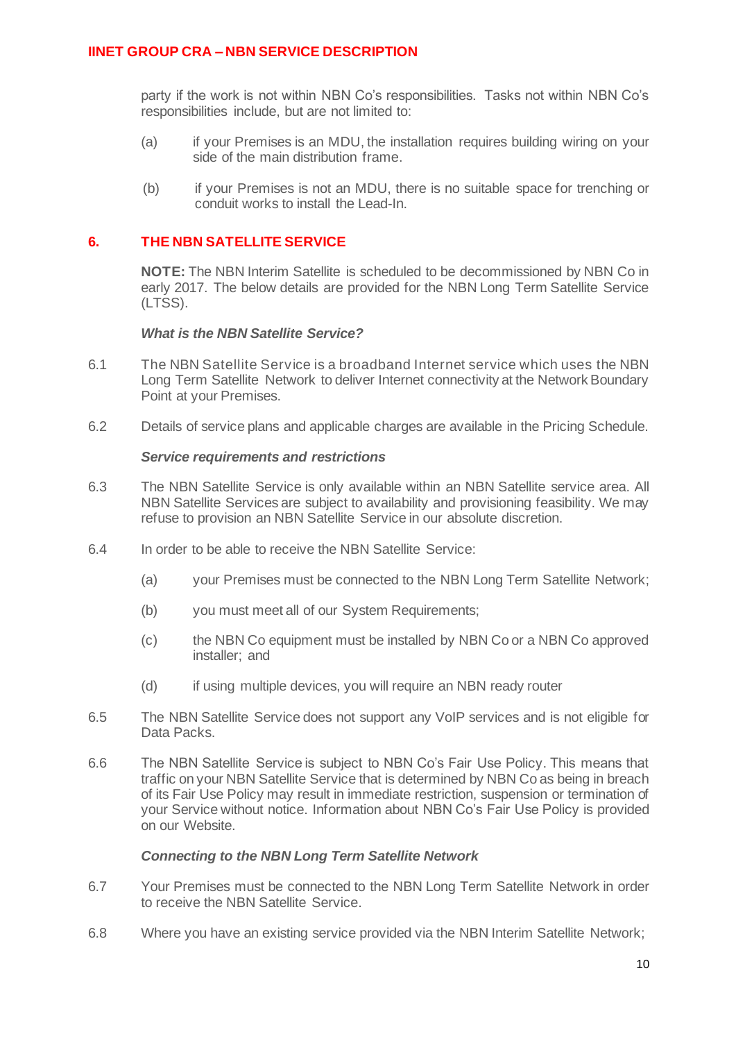party if the work is not within NBN Co's responsibilities. Tasks not within NBN Co's responsibilities include, but are not limited to:

(a) if your Premises is an MDU, the installation requires building wiring on your side of the main distribution frame.

(b) if your Premises is not an MDU, there is no suitable space for trenching or conduit works to install the Lead-In.

## 6. THE NBN SATELLITE SERVICE

**NOTE:** The NBN Interim Satellite is scheduled to be decommissioned by NBN Co in early 2017. The below details are provided for the NBN Long Term Satellite Service (LTSS).

***What is the NBN Satellite Service?***

6.1 The NBN Satellite Service is a broadband Internet service which uses the NBN Long Term Satellite Network to deliver Internet connectivity at the Network Boundary Point at your Premises.

6.2 Details of service plans and applicable charges are available in the Pricing Schedule.

***Service requirements and restrictions***

6.3 The NBN Satellite Service is only available within an NBN Satellite service area. All NBN Satellite Services are subject to availability and provisioning feasibility. We may refuse to provision an NBN Satellite Service in our absolute discretion.

6.4 In order to be able to receive the NBN Satellite Service:

(a) your Premises must be connected to the NBN Long Term Satellite Network;

(b) you must meet all of our System Requirements;

(c) the NBN Co equipment must be installed by NBN Co or a NBN Co approved installer; and

(d) if using multiple devices, you will require an NBN ready router

6.5 The NBN Satellite Service does not support any VoIP services and is not eligible for Data Packs.

6.6 The NBN Satellite Service is subject to NBN Co's Fair Use Policy. This means that traffic on your NBN Satellite Service that is determined by NBN Co as being in breach of its Fair Use Policy may result in immediate restriction, suspension or termination of your Service without notice. Information about NBN Co's Fair Use Policy is provided on our Website.

***Connecting to the NBN Long Term Satellite Network***

6.7 Your Premises must be connected to the NBN Long Term Satellite Network in order to receive the NBN Satellite Service.

6.8 Where you have an existing service provided via the NBN Interim Satellite Network;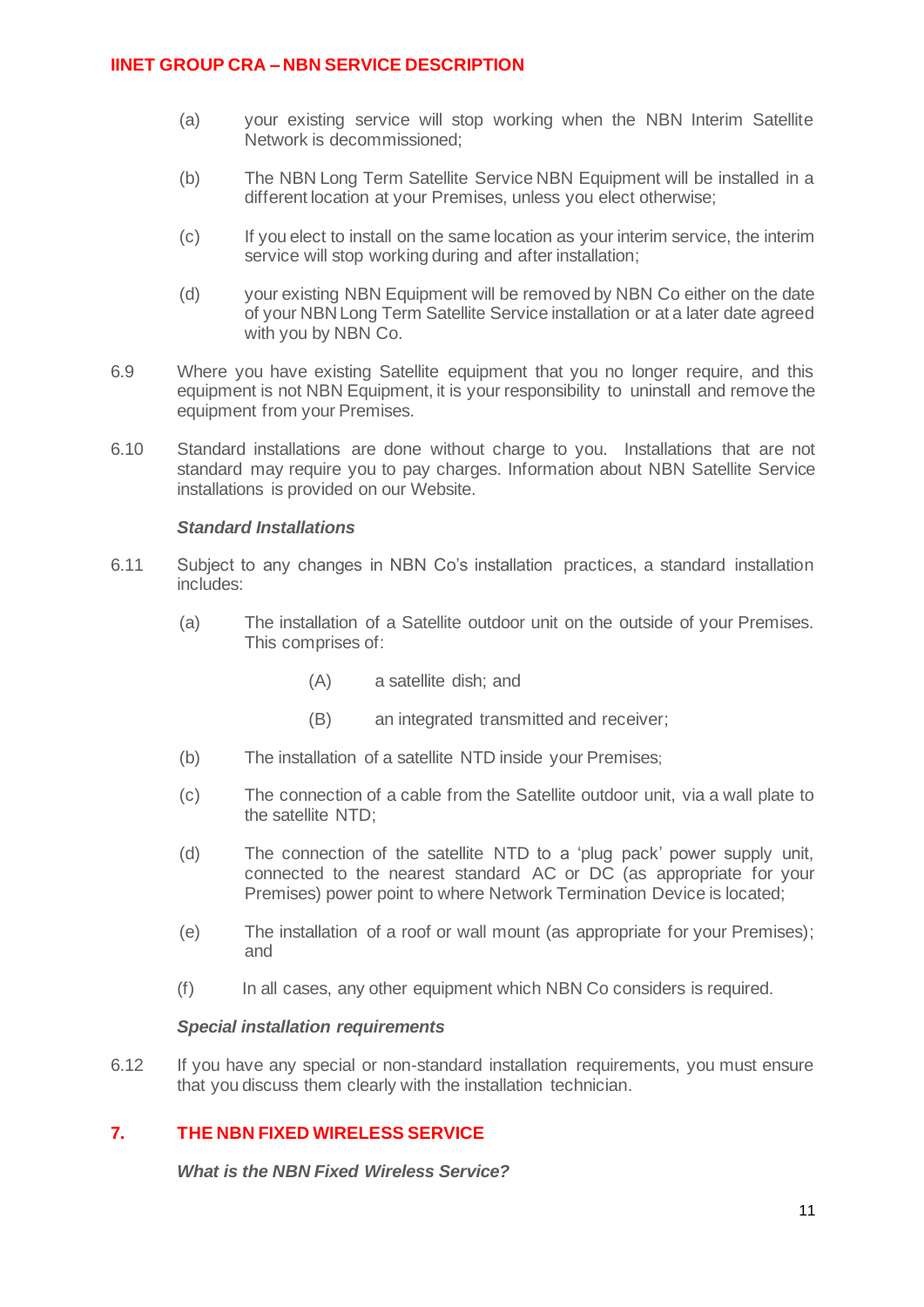(a) your existing service will stop working when the NBN Interim Satellite Network is decommissioned;

(b) The NBN Long Term Satellite Service NBN Equipment will be installed in a different location at your Premises, unless you elect otherwise;

(c) If you elect to install on the same location as your interim service, the interim service will stop working during and after installation;

(d) your existing NBN Equipment will be removed by NBN Co either on the date of your NBN Long Term Satellite Service installation or at a later date agreed with you by NBN Co.

6.9 Where you have existing Satellite equipment that you no longer require, and this equipment is not NBN Equipment, it is your responsibility to uninstall and remove the equipment from your Premises.

6.10 Standard installations are done without charge to you. Installations that are not standard may require you to pay charges. Information about NBN Satellite Service installations is provided on our Website.

***Standard Installations***

6.11 Subject to any changes in NBN Co's installation practices, a standard installation includes:

(a) The installation of a Satellite outdoor unit on the outside of your Premises. This comprises of:

(A) a satellite dish; and

(B) an integrated transmitted and receiver;

(b) The installation of a satellite NTD inside your Premises;

(c) The connection of a cable from the Satellite outdoor unit, via a wall plate to the satellite NTD;

(d) The connection of the satellite NTD to a 'plug pack' power supply unit, connected to the nearest standard AC or DC (as appropriate for your Premises) power point to where Network Termination Device is located;

(e) The installation of a roof or wall mount (as appropriate for your Premises); and

(f) In all cases, any other equipment which NBN Co considers is required.

***Special installation requirements***

6.12 If you have any special or non-standard installation requirements, you must ensure that you discuss them clearly with the installation technician.

## 7. THE NBN FIXED WIRELESS SERVICE

***What is the NBN Fixed Wireless Service?***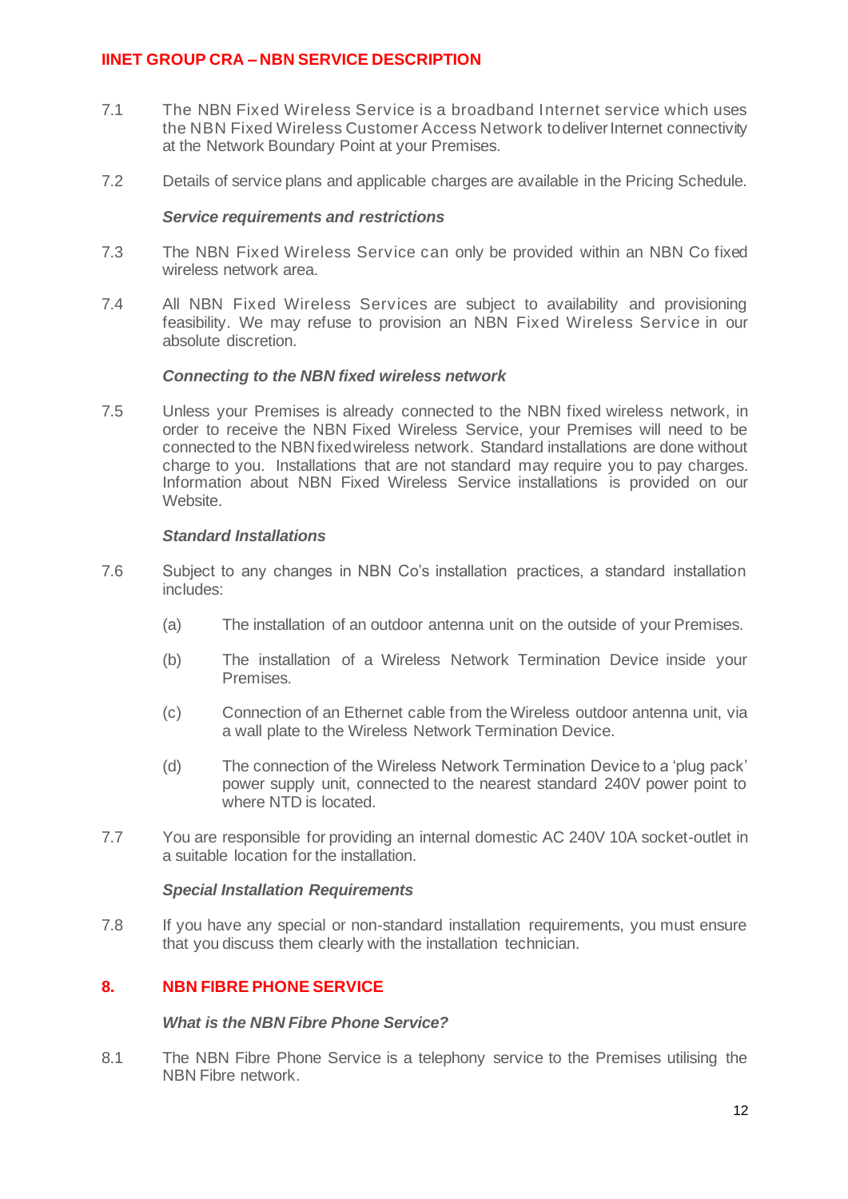7.1 The NBN Fixed Wireless Service is a broadband Internet service which uses the NBN Fixed Wireless Customer Access Network to deliver Internet connectivity at the Network Boundary Point at your Premises.

7.2 Details of service plans and applicable charges are available in the Pricing Schedule.

***Service requirements and restrictions***

7.3 The NBN Fixed Wireless Service can only be provided within an NBN Co fixed wireless network area.

7.4 All NBN Fixed Wireless Services are subject to availability and provisioning feasibility. We may refuse to provision an NBN Fixed Wireless Service in our absolute discretion.

***Connecting to the NBN fixed wireless network***

7.5 Unless your Premises is already connected to the NBN fixed wireless network, in order to receive the NBN Fixed Wireless Service, your Premises will need to be connected to the NBN fixed wireless network. Standard installations are done without charge to you. Installations that are not standard may require you to pay charges. Information about NBN Fixed Wireless Service installations is provided on our Website.

***Standard Installations***

7.6 Subject to any changes in NBN Co's installation practices, a standard installation includes:

(a) The installation of an outdoor antenna unit on the outside of your Premises.

(b) The installation of a Wireless Network Termination Device inside your Premises.

(c) Connection of an Ethernet cable from the Wireless outdoor antenna unit, via a wall plate to the Wireless Network Termination Device.

(d) The connection of the Wireless Network Termination Device to a 'plug pack' power supply unit, connected to the nearest standard 240V power point to where NTD is located.

7.7 You are responsible for providing an internal domestic AC 240V 10A socket-outlet in a suitable location for the installation.

***Special Installation Requirements***

7.8 If you have any special or non-standard installation requirements, you must ensure that you discuss them clearly with the installation technician.

## 8. NBN FIBRE PHONE SERVICE

***What is the NBN Fibre Phone Service?***

8.1 The NBN Fibre Phone Service is a telephony service to the Premises utilising the NBN Fibre network.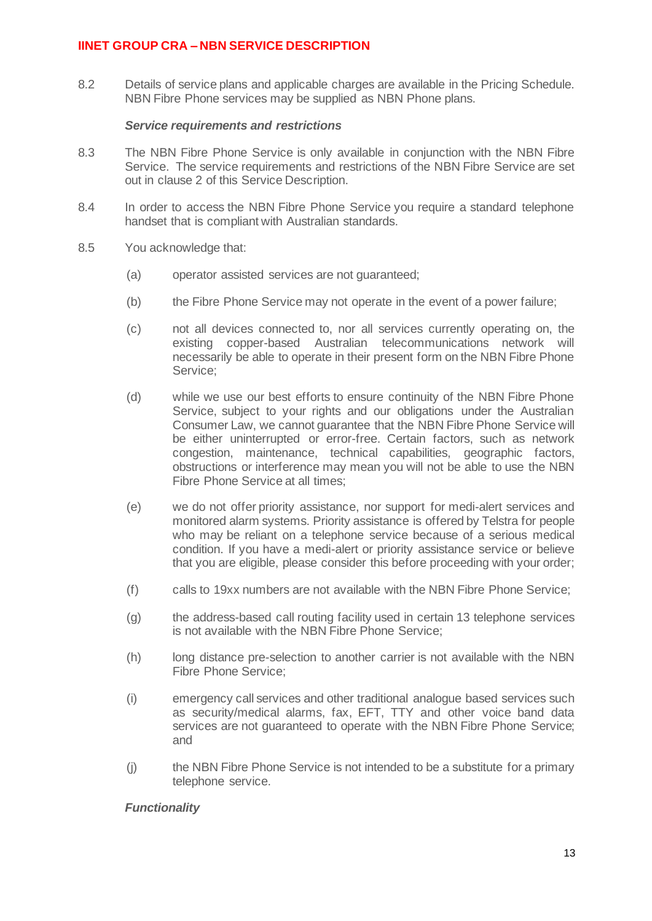8.2 Details of service plans and applicable charges are available in the Pricing Schedule. NBN Fibre Phone services may be supplied as NBN Phone plans.

***Service requirements and restrictions***

8.3 The NBN Fibre Phone Service is only available in conjunction with the NBN Fibre Service. The service requirements and restrictions of the NBN Fibre Service are set out in clause 2 of this Service Description.

8.4 In order to access the NBN Fibre Phone Service you require a standard telephone handset that is compliant with Australian standards.

8.5 You acknowledge that:

(a) operator assisted services are not guaranteed;

(b) the Fibre Phone Service may not operate in the event of a power failure;

(c) not all devices connected to, nor all services currently operating on, the existing copper-based Australian telecommunications network will necessarily be able to operate in their present form on the NBN Fibre Phone Service;

(d) while we use our best efforts to ensure continuity of the NBN Fibre Phone Service, subject to your rights and our obligations under the Australian Consumer Law, we cannot guarantee that the NBN Fibre Phone Service will be either uninterrupted or error-free. Certain factors, such as network congestion, maintenance, technical capabilities, geographic factors, obstructions or interference may mean you will not be able to use the NBN Fibre Phone Service at all times;

(e) we do not offer priority assistance, nor support for medi-alert services and monitored alarm systems. Priority assistance is offered by Telstra for people who may be reliant on a telephone service because of a serious medical condition. If you have a medi-alert or priority assistance service or believe that you are eligible, please consider this before proceeding with your order;

(f) calls to 19xx numbers are not available with the NBN Fibre Phone Service;

(g) the address-based call routing facility used in certain 13 telephone services is not available with the NBN Fibre Phone Service;

(h) long distance pre-selection to another carrier is not available with the NBN Fibre Phone Service;

(i) emergency call services and other traditional analogue based services such as security/medical alarms, fax, EFT, TTY and other voice band data services are not guaranteed to operate with the NBN Fibre Phone Service; and

(j) the NBN Fibre Phone Service is not intended to be a substitute for a primary telephone service.

***Functionality***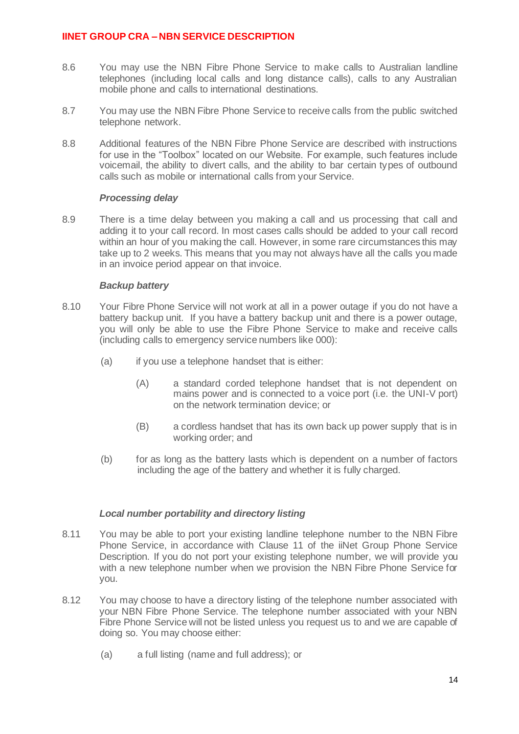8.6 You may use the NBN Fibre Phone Service to make calls to Australian landline telephones (including local calls and long distance calls), calls to any Australian mobile phone and calls to international destinations.

8.7 You may use the NBN Fibre Phone Service to receive calls from the public switched telephone network.

8.8 Additional features of the NBN Fibre Phone Service are described with instructions for use in the "Toolbox" located on our Website. For example, such features include voicemail, the ability to divert calls, and the ability to bar certain types of outbound calls such as mobile or international calls from your Service.

***Processing delay***

8.9 There is a time delay between you making a call and us processing that call and adding it to your call record. In most cases calls should be added to your call record within an hour of you making the call. However, in some rare circumstances this may take up to 2 weeks. This means that you may not always have all the calls you made in an invoice period appear on that invoice.

***Backup battery***

8.10 Your Fibre Phone Service will not work at all in a power outage if you do not have a battery backup unit. If you have a battery backup unit and there is a power outage, you will only be able to use the Fibre Phone Service to make and receive calls (including calls to emergency service numbers like 000):

(a) if you use a telephone handset that is either:

(A) a standard corded telephone handset that is not dependent on mains power and is connected to a voice port (i.e. the UNI-V port) on the network termination device; or

(B) a cordless handset that has its own back up power supply that is in working order; and

(b) for as long as the battery lasts which is dependent on a number of factors including the age of the battery and whether it is fully charged.

***Local number portability and directory listing***

8.11 You may be able to port your existing landline telephone number to the NBN Fibre Phone Service, in accordance with Clause 11 of the iiNet Group Phone Service Description. If you do not port your existing telephone number, we will provide you with a new telephone number when we provision the NBN Fibre Phone Service for you.

8.12 You may choose to have a directory listing of the telephone number associated with your NBN Fibre Phone Service. The telephone number associated with your NBN Fibre Phone Service will not be listed unless you request us to and we are capable of doing so. You may choose either:

(a) a full listing (name and full address); or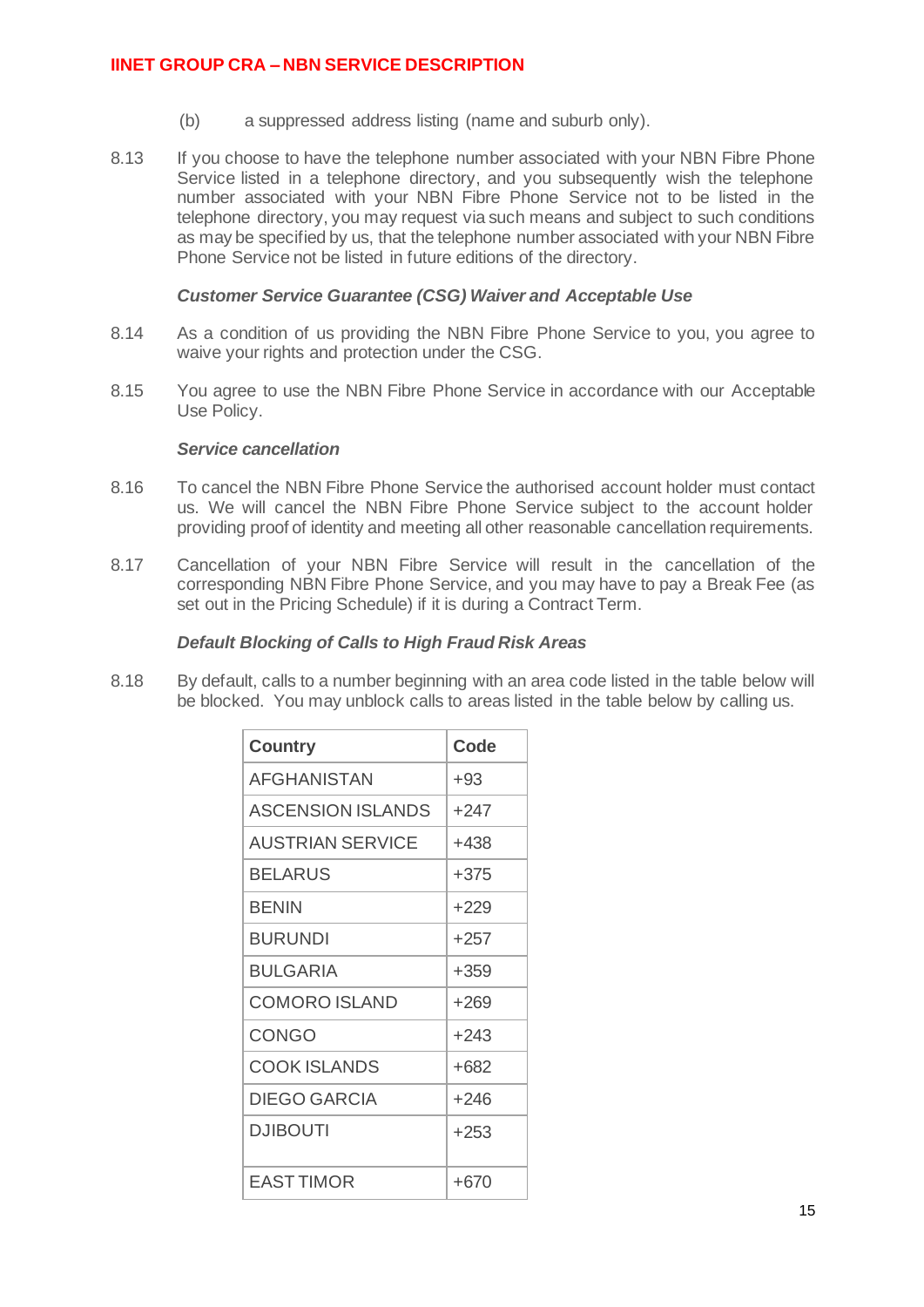(b) a suppressed address listing (name and suburb only).

8.13 If you choose to have the telephone number associated with your NBN Fibre Phone Service listed in a telephone directory, and you subsequently wish the telephone number associated with your NBN Fibre Phone Service not to be listed in the telephone directory, you may request via such means and subject to such conditions as may be specified by us, that the telephone number associated with your NBN Fibre Phone Service not be listed in future editions of the directory.

***Customer Service Guarantee (CSG) Waiver and Acceptable Use***

8.14 As a condition of us providing the NBN Fibre Phone Service to you, you agree to waive your rights and protection under the CSG.

8.15 You agree to use the NBN Fibre Phone Service in accordance with our Acceptable Use Policy.

***Service cancellation***

8.16 To cancel the NBN Fibre Phone Service the authorised account holder must contact us. We will cancel the NBN Fibre Phone Service subject to the account holder providing proof of identity and meeting all other reasonable cancellation requirements.

8.17 Cancellation of your NBN Fibre Service will result in the cancellation of the corresponding NBN Fibre Phone Service, and you may have to pay a Break Fee (as set out in the Pricing Schedule) if it is during a Contract Term.

***Default Blocking of Calls to High Fraud Risk Areas***

8.18 By default, calls to a number beginning with an area code listed in the table below will be blocked. You may unblock calls to areas listed in the table below by calling us.

| Country | Code |
|---|---|
| AFGHANISTAN | +93 |
| ASCENSION ISLANDS | +247 |
| AUSTRIAN SERVICE | +438 |
| BELARUS | +375 |
| BENIN | +229 |
| BURUNDI | +257 |
| BULGARIA | +359 |
| COMORO ISLAND | +269 |
| CONGO | +243 |
| COOK ISLANDS | +682 |
| DIEGO GARCIA | +246 |
| DJIBOUTI | +253 |
| EAST TIMOR | +670 |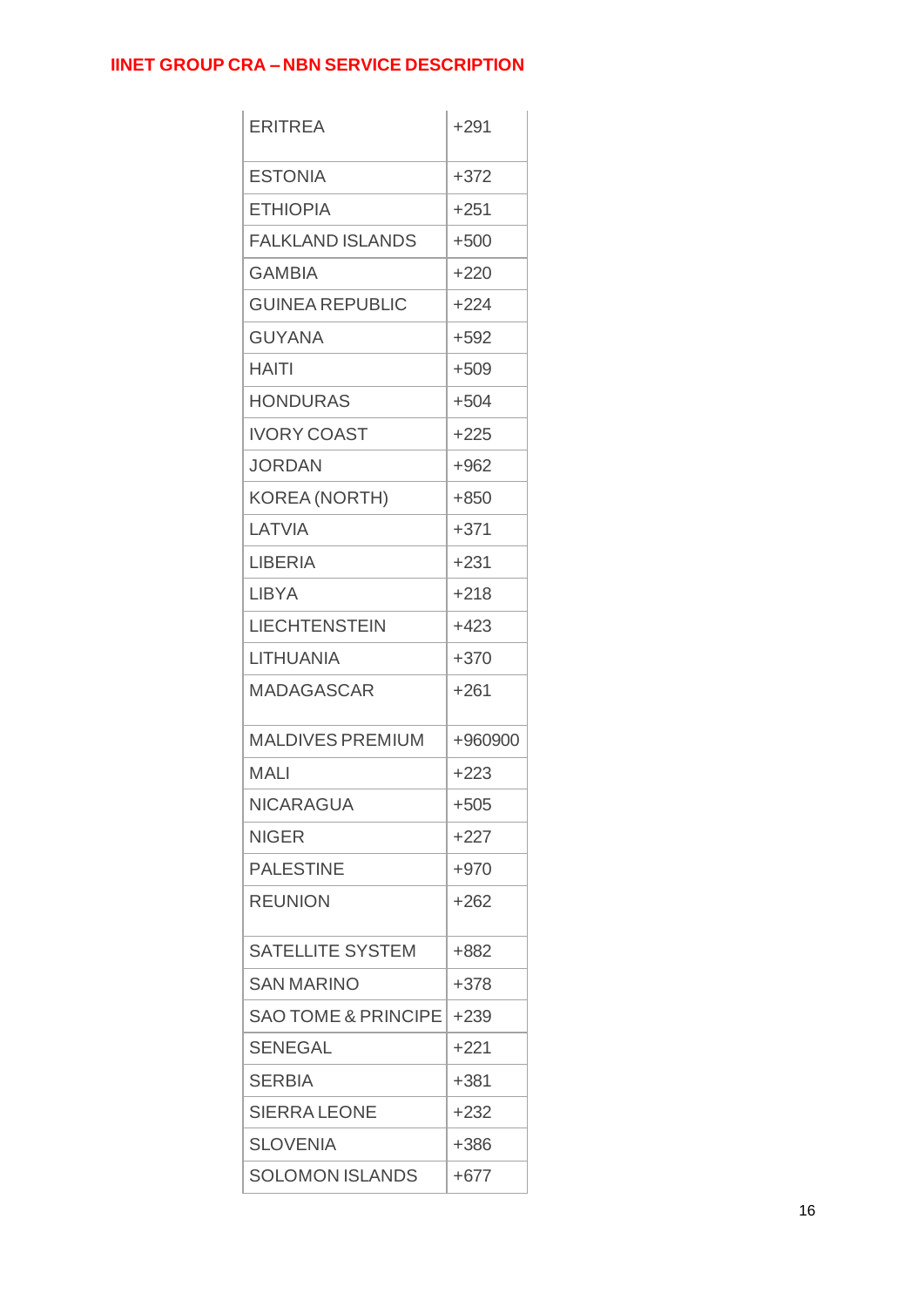| ERITREA | +291 |
|---|---|
| ESTONIA | +372 |
| ETHIOPIA | +251 |
| FALKLAND ISLANDS | +500 |
| GAMBIA | +220 |
| GUINEA REPUBLIC | +224 |
| GUYANA | +592 |
| HAITI | +509 |
| HONDURAS | +504 |
| IVORY COAST | +225 |
| JORDAN | +962 |
| KOREA (NORTH) | +850 |
| LATVIA | +371 |
| LIBERIA | +231 |
| LIBYA | +218 |
| LIECHTENSTEIN | +423 |
| LITHUANIA | +370 |
| MADAGASCAR | +261 |
| MALDIVES PREMIUM | +960900 |
| MALI | +223 |
| NICARAGUA | +505 |
| NIGER | +227 |
| PALESTINE | +970 |
| REUNION | +262 |
| SATELLITE SYSTEM | +882 |
| SAN MARINO | +378 |
| SAO TOME & PRINCIPE | +239 |
| SENEGAL | +221 |
| SERBIA | +381 |
| SIERRA LEONE | +232 |
| SLOVENIA | +386 |
| SOLOMON ISLANDS | +677 |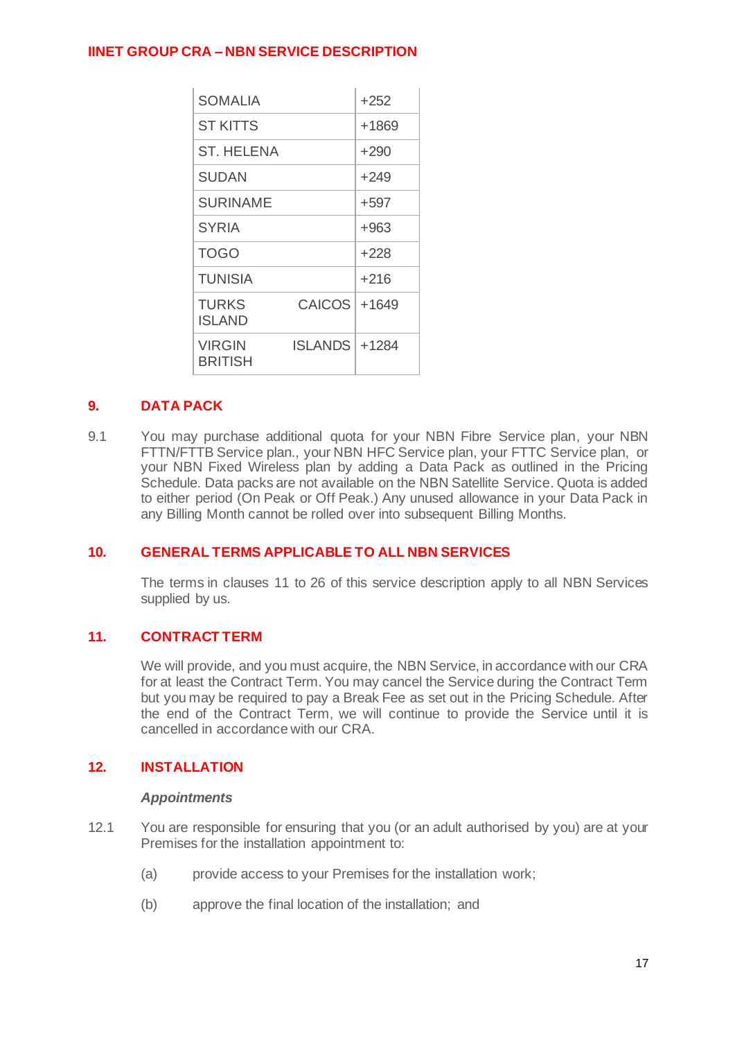| SOMALIA | +252 |
|---|---|
| ST KITTS | +1869 |
| ST. HELENA | +290 |
| SUDAN | +249 |
| SURINAME | +597 |
| SYRIA | +963 |
| TOGO | +228 |
| TUNISIA | +216 |
| TURKS CAICOS ISLAND | +1649 |
| VIRGIN ISLANDS BRITISH | +1284 |

## 9. DATA PACK

9.1 You may purchase additional quota for your NBN Fibre Service plan, your NBN FTTN/FTTB Service plan., your NBN HFC Service plan, your FTTC Service plan, or your NBN Fixed Wireless plan by adding a Data Pack as outlined in the Pricing Schedule. Data packs are not available on the NBN Satellite Service. Quota is added to either period (On Peak or Off Peak.) Any unused allowance in your Data Pack in any Billing Month cannot be rolled over into subsequent Billing Months.

## 10. GENERAL TERMS APPLICABLE TO ALL NBN SERVICES

The terms in clauses 11 to 26 of this service description apply to all NBN Services supplied by us.

## 11. CONTRACT TERM

We will provide, and you must acquire, the NBN Service, in accordance with our CRA for at least the Contract Term. You may cancel the Service during the Contract Term but you may be required to pay a Break Fee as set out in the Pricing Schedule. After the end of the Contract Term, we will continue to provide the Service until it is cancelled in accordance with our CRA.

## 12. INSTALLATION

***Appointments***

12.1 You are responsible for ensuring that you (or an adult authorised by you) are at your Premises for the installation appointment to:

(a) provide access to your Premises for the installation work;

(b) approve the final location of the installation; and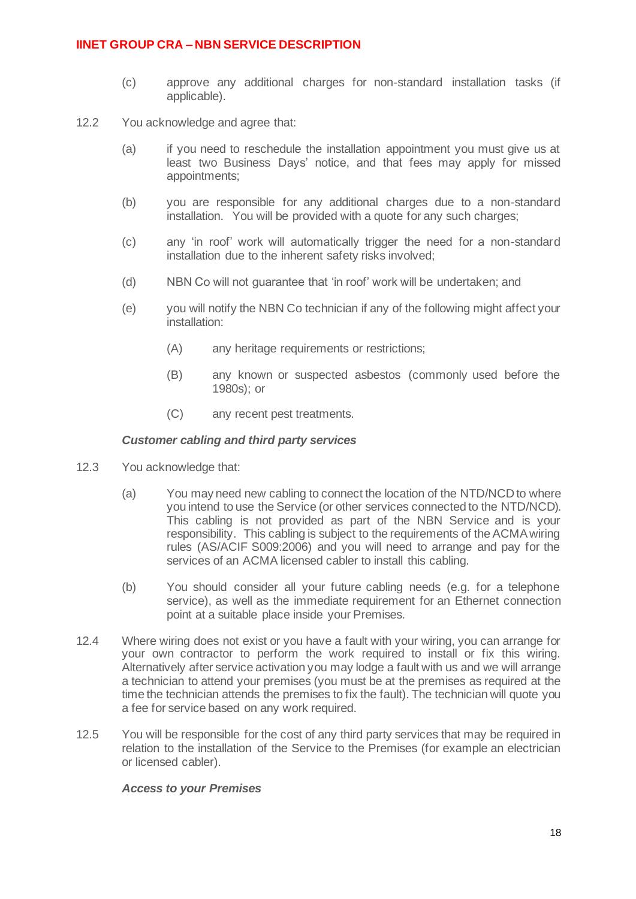(c) approve any additional charges for non-standard installation tasks (if applicable).

12.2 You acknowledge and agree that:

(a) if you need to reschedule the installation appointment you must give us at least two Business Days' notice, and that fees may apply for missed appointments;

(b) you are responsible for any additional charges due to a non-standard installation. You will be provided with a quote for any such charges;

(c) any 'in roof' work will automatically trigger the need for a non-standard installation due to the inherent safety risks involved;

(d) NBN Co will not guarantee that 'in roof' work will be undertaken; and

(e) you will notify the NBN Co technician if any of the following might affect your installation:

(A) any heritage requirements or restrictions;

(B) any known or suspected asbestos (commonly used before the 1980s); or

(C) any recent pest treatments.

***Customer cabling and third party services***

12.3 You acknowledge that:

(a) You may need new cabling to connect the location of the NTD/NCD to where you intend to use the Service (or other services connected to the NTD/NCD). This cabling is not provided as part of the NBN Service and is your responsibility. This cabling is subject to the requirements of the ACMA wiring rules (AS/ACIF S009:2006) and you will need to arrange and pay for the services of an ACMA licensed cabler to install this cabling.

(b) You should consider all your future cabling needs (e.g. for a telephone service), as well as the immediate requirement for an Ethernet connection point at a suitable place inside your Premises.

12.4 Where wiring does not exist or you have a fault with your wiring, you can arrange for your own contractor to perform the work required to install or fix this wiring. Alternatively after service activation you may lodge a fault with us and we will arrange a technician to attend your premises (you must be at the premises as required at the time the technician attends the premises to fix the fault). The technician will quote you a fee for service based on any work required.

12.5 You will be responsible for the cost of any third party services that may be required in relation to the installation of the Service to the Premises (for example an electrician or licensed cabler).

***Access to your Premises***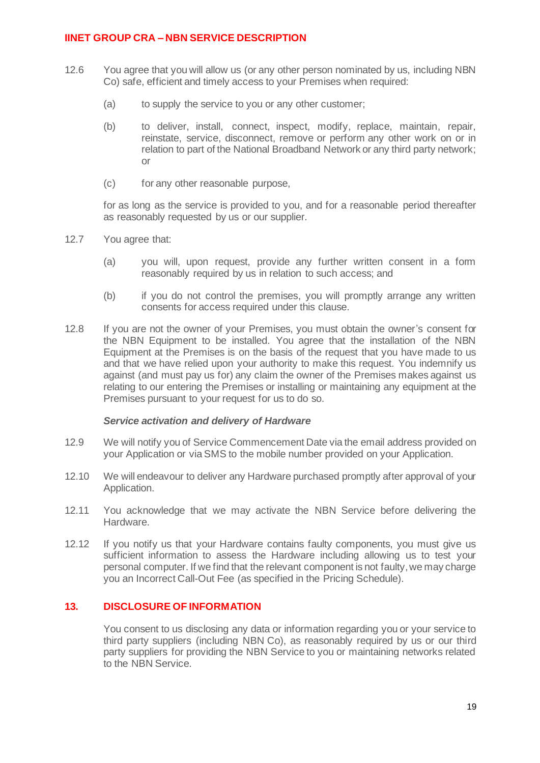12.6 You agree that you will allow us (or any other person nominated by us, including NBN Co) safe, efficient and timely access to your Premises when required:

(a) to supply the service to you or any other customer;

(b) to deliver, install, connect, inspect, modify, replace, maintain, repair, reinstate, service, disconnect, remove or perform any other work on or in relation to part of the National Broadband Network or any third party network; or

(c) for any other reasonable purpose,

for as long as the service is provided to you, and for a reasonable period thereafter as reasonably requested by us or our supplier.

12.7 You agree that:

(a) you will, upon request, provide any further written consent in a form reasonably required by us in relation to such access; and

(b) if you do not control the premises, you will promptly arrange any written consents for access required under this clause.

12.8 If you are not the owner of your Premises, you must obtain the owner's consent for the NBN Equipment to be installed. You agree that the installation of the NBN Equipment at the Premises is on the basis of the request that you have made to us and that we have relied upon your authority to make this request. You indemnify us against (and must pay us for) any claim the owner of the Premises makes against us relating to our entering the Premises or installing or maintaining any equipment at the Premises pursuant to your request for us to do so.

***Service activation and delivery of Hardware***

12.9 We will notify you of Service Commencement Date via the email address provided on your Application or via SMS to the mobile number provided on your Application.

12.10 We will endeavour to deliver any Hardware purchased promptly after approval of your Application.

12.11 You acknowledge that we may activate the NBN Service before delivering the Hardware.

12.12 If you notify us that your Hardware contains faulty components, you must give us sufficient information to assess the Hardware including allowing us to test your personal computer. If we find that the relevant component is not faulty, we may charge you an Incorrect Call-Out Fee (as specified in the Pricing Schedule).

## 13. DISCLOSURE OF INFORMATION

You consent to us disclosing any data or information regarding you or your service to third party suppliers (including NBN Co), as reasonably required by us or our third party suppliers for providing the NBN Service to you or maintaining networks related to the NBN Service.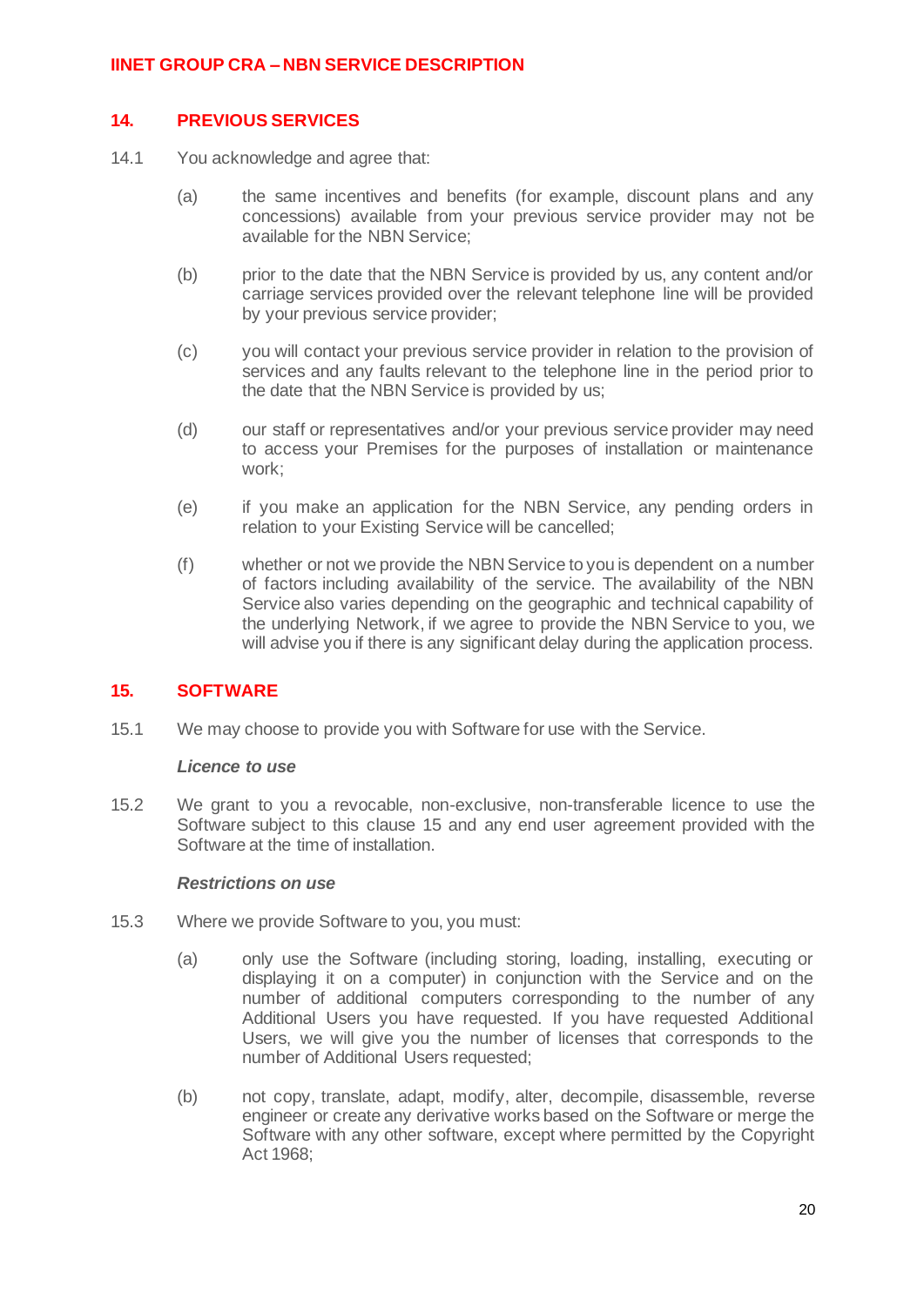## 14. PREVIOUS SERVICES

14.1 You acknowledge and agree that:

(a) the same incentives and benefits (for example, discount plans and any concessions) available from your previous service provider may not be available for the NBN Service;

(b) prior to the date that the NBN Service is provided by us, any content and/or carriage services provided over the relevant telephone line will be provided by your previous service provider;

(c) you will contact your previous service provider in relation to the provision of services and any faults relevant to the telephone line in the period prior to the date that the NBN Service is provided by us;

(d) our staff or representatives and/or your previous service provider may need to access your Premises for the purposes of installation or maintenance work;

(e) if you make an application for the NBN Service, any pending orders in relation to your Existing Service will be cancelled;

(f) whether or not we provide the NBN Service to you is dependent on a number of factors including availability of the service. The availability of the NBN Service also varies depending on the geographic and technical capability of the underlying Network, if we agree to provide the NBN Service to you, we will advise you if there is any significant delay during the application process.

## 15. SOFTWARE

15.1 We may choose to provide you with Software for use with the Service.

***Licence to use***

15.2 We grant to you a revocable, non-exclusive, non-transferable licence to use the Software subject to this clause 15 and any end user agreement provided with the Software at the time of installation.

***Restrictions on use***

15.3 Where we provide Software to you, you must:

(a) only use the Software (including storing, loading, installing, executing or displaying it on a computer) in conjunction with the Service and on the number of additional computers corresponding to the number of any Additional Users you have requested. If you have requested Additional Users, we will give you the number of licenses that corresponds to the number of Additional Users requested;

(b) not copy, translate, adapt, modify, alter, decompile, disassemble, reverse engineer or create any derivative works based on the Software or merge the Software with any other software, except where permitted by the Copyright Act 1968;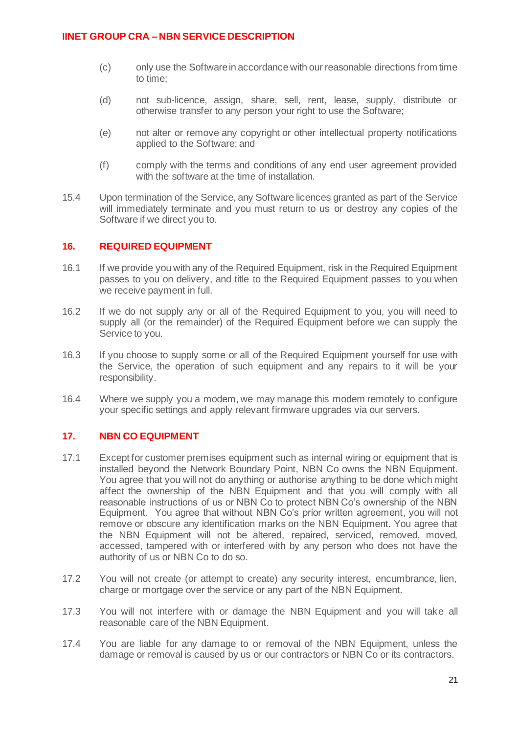(c) only use the Software in accordance with our reasonable directions from time to time;

(d) not sub-licence, assign, share, sell, rent, lease, supply, distribute or otherwise transfer to any person your right to use the Software;

(e) not alter or remove any copyright or other intellectual property notifications applied to the Software; and

(f) comply with the terms and conditions of any end user agreement provided with the software at the time of installation.

15.4 Upon termination of the Service, any Software licences granted as part of the Service will immediately terminate and you must return to us or destroy any copies of the Software if we direct you to.

## 16. REQUIRED EQUIPMENT

16.1 If we provide you with any of the Required Equipment, risk in the Required Equipment passes to you on delivery, and title to the Required Equipment passes to you when we receive payment in full.

16.2 If we do not supply any or all of the Required Equipment to you, you will need to supply all (or the remainder) of the Required Equipment before we can supply the Service to you.

16.3 If you choose to supply some or all of the Required Equipment yourself for use with the Service, the operation of such equipment and any repairs to it will be your responsibility.

16.4 Where we supply you a modem, we may manage this modem remotely to configure your specific settings and apply relevant firmware upgrades via our servers.

## 17. NBN CO EQUIPMENT

17.1 Except for customer premises equipment such as internal wiring or equipment that is installed beyond the Network Boundary Point, NBN Co owns the NBN Equipment. You agree that you will not do anything or authorise anything to be done which might affect the ownership of the NBN Equipment and that you will comply with all reasonable instructions of us or NBN Co to protect NBN Co's ownership of the NBN Equipment. You agree that without NBN Co's prior written agreement, you will not remove or obscure any identification marks on the NBN Equipment. You agree that the NBN Equipment will not be altered, repaired, serviced, removed, moved, accessed, tampered with or interfered with by any person who does not have the authority of us or NBN Co to do so.

17.2 You will not create (or attempt to create) any security interest, encumbrance, lien, charge or mortgage over the service or any part of the NBN Equipment.

17.3 You will not interfere with or damage the NBN Equipment and you will take all reasonable care of the NBN Equipment.

17.4 You are liable for any damage to or removal of the NBN Equipment, unless the damage or removal is caused by us or our contractors or NBN Co or its contractors.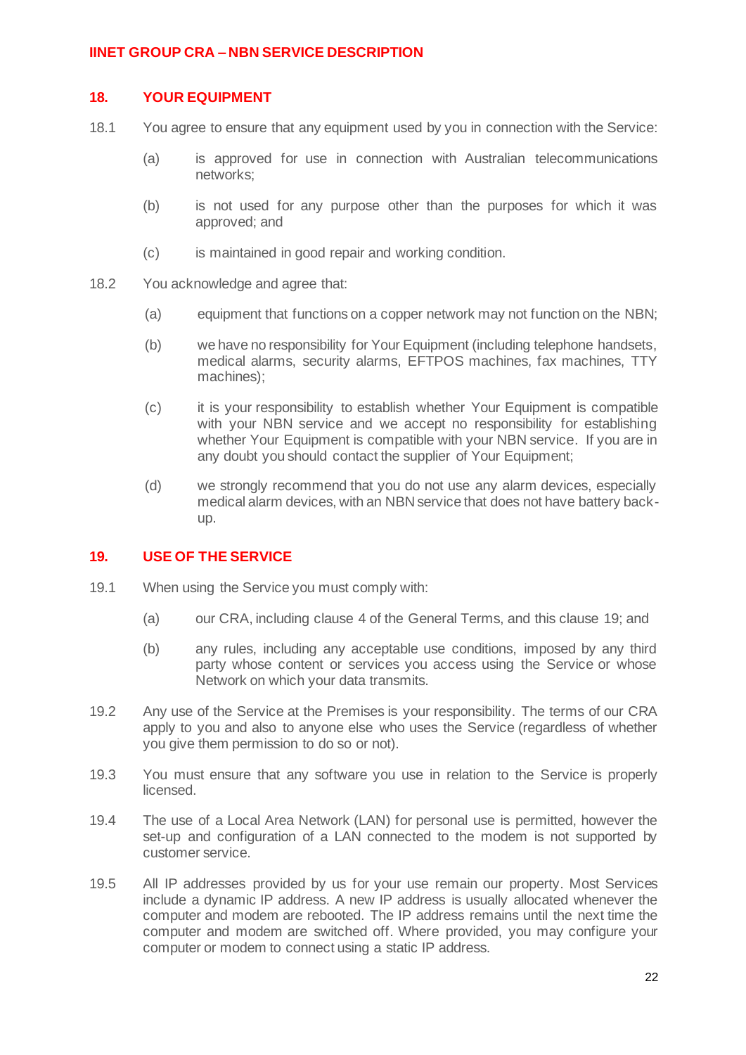## 18. YOUR EQUIPMENT

18.1 You agree to ensure that any equipment used by you in connection with the Service:

(a) is approved for use in connection with Australian telecommunications networks;

(b) is not used for any purpose other than the purposes for which it was approved; and

(c) is maintained in good repair and working condition.

18.2 You acknowledge and agree that:

(a) equipment that functions on a copper network may not function on the NBN;

(b) we have no responsibility for Your Equipment (including telephone handsets, medical alarms, security alarms, EFTPOS machines, fax machines, TTY machines);

(c) it is your responsibility to establish whether Your Equipment is compatible with your NBN service and we accept no responsibility for establishing whether Your Equipment is compatible with your NBN service. If you are in any doubt you should contact the supplier of Your Equipment;

(d) we strongly recommend that you do not use any alarm devices, especially medical alarm devices, with an NBN service that does not have battery back-up.

## 19. USE OF THE SERVICE

19.1 When using the Service you must comply with:

(a) our CRA, including clause 4 of the General Terms, and this clause 19; and

(b) any rules, including any acceptable use conditions, imposed by any third party whose content or services you access using the Service or whose Network on which your data transmits.

19.2 Any use of the Service at the Premises is your responsibility. The terms of our CRA apply to you and also to anyone else who uses the Service (regardless of whether you give them permission to do so or not).

19.3 You must ensure that any software you use in relation to the Service is properly licensed.

19.4 The use of a Local Area Network (LAN) for personal use is permitted, however the set-up and configuration of a LAN connected to the modem is not supported by customer service.

19.5 All IP addresses provided by us for your use remain our property. Most Services include a dynamic IP address. A new IP address is usually allocated whenever the computer and modem are rebooted. The IP address remains until the next time the computer and modem are switched off. Where provided, you may configure your computer or modem to connect using a static IP address.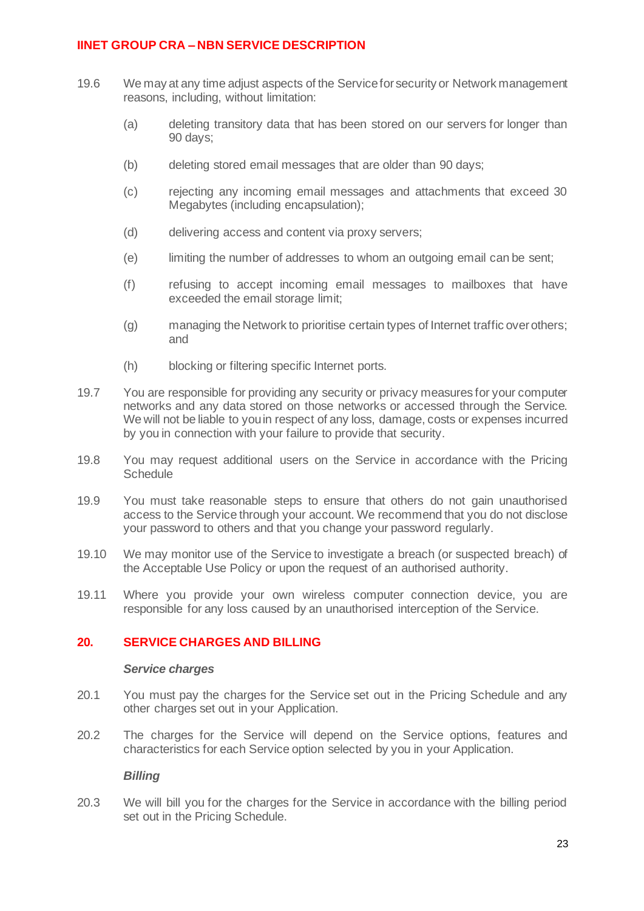19.6 We may at any time adjust aspects of the Service for security or Network management reasons, including, without limitation:

(a) deleting transitory data that has been stored on our servers for longer than 90 days;

(b) deleting stored email messages that are older than 90 days;

(c) rejecting any incoming email messages and attachments that exceed 30 Megabytes (including encapsulation);

(d) delivering access and content via proxy servers;

(e) limiting the number of addresses to whom an outgoing email can be sent;

(f) refusing to accept incoming email messages to mailboxes that have exceeded the email storage limit;

(g) managing the Network to prioritise certain types of Internet traffic over others; and

(h) blocking or filtering specific Internet ports.

19.7 You are responsible for providing any security or privacy measures for your computer networks and any data stored on those networks or accessed through the Service. We will not be liable to you in respect of any loss, damage, costs or expenses incurred by you in connection with your failure to provide that security.

19.8 You may request additional users on the Service in accordance with the Pricing Schedule

19.9 You must take reasonable steps to ensure that others do not gain unauthorised access to the Service through your account. We recommend that you do not disclose your password to others and that you change your password regularly.

19.10 We may monitor use of the Service to investigate a breach (or suspected breach) of the Acceptable Use Policy or upon the request of an authorised authority.

19.11 Where you provide your own wireless computer connection device, you are responsible for any loss caused by an unauthorised interception of the Service.

## 20. SERVICE CHARGES AND BILLING

***Service charges***

20.1 You must pay the charges for the Service set out in the Pricing Schedule and any other charges set out in your Application.

20.2 The charges for the Service will depend on the Service options, features and characteristics for each Service option selected by you in your Application.

***Billing***

20.3 We will bill you for the charges for the Service in accordance with the billing period set out in the Pricing Schedule.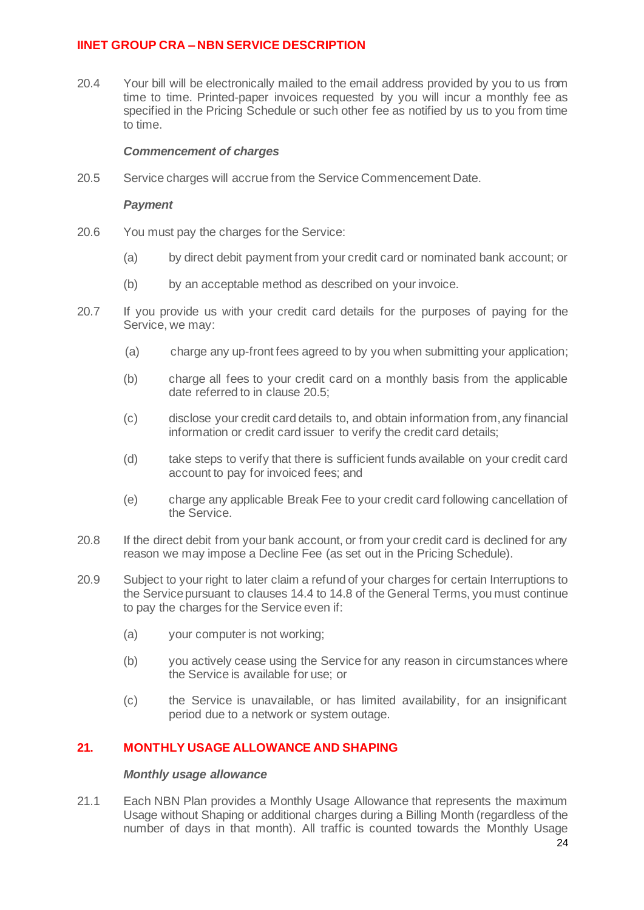20.4 Your bill will be electronically mailed to the email address provided by you to us from time to time. Printed-paper invoices requested by you will incur a monthly fee as specified in the Pricing Schedule or such other fee as notified by us to you from time to time.

***Commencement of charges***

20.5 Service charges will accrue from the Service Commencement Date.

***Payment***

20.6 You must pay the charges for the Service:

(a) by direct debit payment from your credit card or nominated bank account; or

(b) by an acceptable method as described on your invoice.

20.7 If you provide us with your credit card details for the purposes of paying for the Service, we may:

(a) charge any up-front fees agreed to by you when submitting your application;

(b) charge all fees to your credit card on a monthly basis from the applicable date referred to in clause 20.5;

(c) disclose your credit card details to, and obtain information from, any financial information or credit card issuer to verify the credit card details;

(d) take steps to verify that there is sufficient funds available on your credit card account to pay for invoiced fees; and

(e) charge any applicable Break Fee to your credit card following cancellation of the Service.

20.8 If the direct debit from your bank account, or from your credit card is declined for any reason we may impose a Decline Fee (as set out in the Pricing Schedule).

20.9 Subject to your right to later claim a refund of your charges for certain Interruptions to the Service pursuant to clauses 14.4 to 14.8 of the General Terms, you must continue to pay the charges for the Service even if:

(a) your computer is not working;

(b) you actively cease using the Service for any reason in circumstances where the Service is available for use; or

(c) the Service is unavailable, or has limited availability, for an insignificant period due to a network or system outage.

## 21. MONTHLY USAGE ALLOWANCE AND SHAPING

***Monthly usage allowance***

21.1 Each NBN Plan provides a Monthly Usage Allowance that represents the maximum Usage without Shaping or additional charges during a Billing Month (regardless of the number of days in that month). All traffic is counted towards the Monthly Usage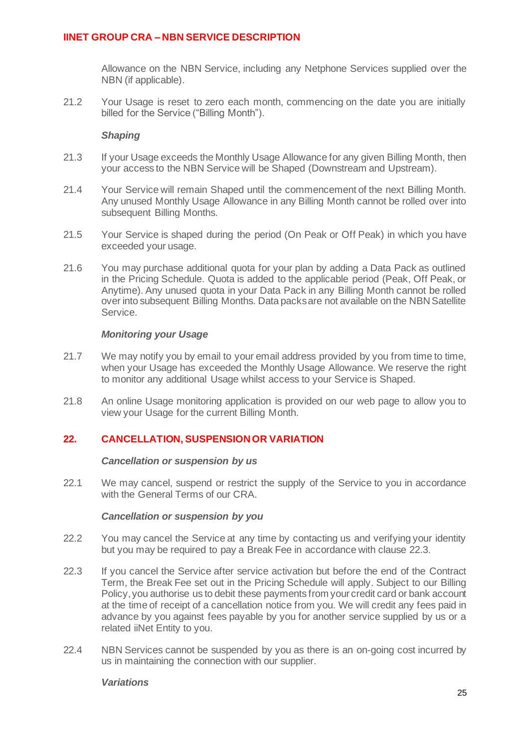Allowance on the NBN Service, including any Netphone Services supplied over the NBN (if applicable).

21.2 Your Usage is reset to zero each month, commencing on the date you are initially billed for the Service ("Billing Month").

***Shaping***

21.3 If your Usage exceeds the Monthly Usage Allowance for any given Billing Month, then your access to the NBN Service will be Shaped (Downstream and Upstream).

21.4 Your Service will remain Shaped until the commencement of the next Billing Month. Any unused Monthly Usage Allowance in any Billing Month cannot be rolled over into subsequent Billing Months.

21.5 Your Service is shaped during the period (On Peak or Off Peak) in which you have exceeded your usage.

21.6 You may purchase additional quota for your plan by adding a Data Pack as outlined in the Pricing Schedule. Quota is added to the applicable period (Peak, Off Peak, or Anytime). Any unused quota in your Data Pack in any Billing Month cannot be rolled over into subsequent Billing Months. Data packs are not available on the NBN Satellite Service.

***Monitoring your Usage***

21.7 We may notify you by email to your email address provided by you from time to time, when your Usage has exceeded the Monthly Usage Allowance. We reserve the right to monitor any additional Usage whilst access to your Service is Shaped.

21.8 An online Usage monitoring application is provided on our web page to allow you to view your Usage for the current Billing Month.

## 22. CANCELLATION, SUSPENSION OR VARIATION

***Cancellation or suspension by us***

22.1 We may cancel, suspend or restrict the supply of the Service to you in accordance with the General Terms of our CRA.

***Cancellation or suspension by you***

22.2 You may cancel the Service at any time by contacting us and verifying your identity but you may be required to pay a Break Fee in accordance with clause 22.3.

22.3 If you cancel the Service after service activation but before the end of the Contract Term, the Break Fee set out in the Pricing Schedule will apply. Subject to our Billing Policy, you authorise us to debit these payments from your credit card or bank account at the time of receipt of a cancellation notice from you. We will credit any fees paid in advance by you against fees payable by you for another service supplied by us or a related iiNet Entity to you.

22.4 NBN Services cannot be suspended by you as there is an on-going cost incurred by us in maintaining the connection with our supplier.

***Variations***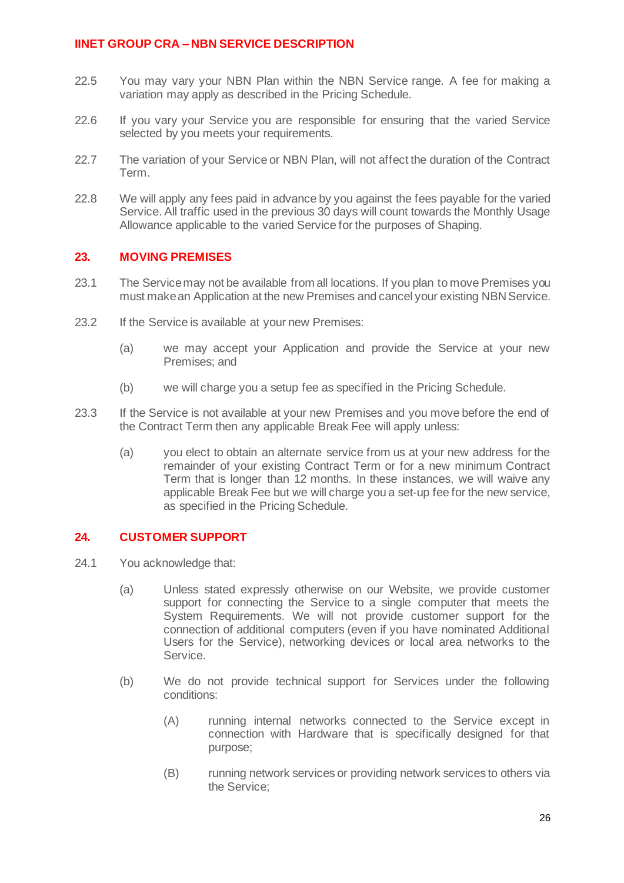22.5 You may vary your NBN Plan within the NBN Service range. A fee for making a variation may apply as described in the Pricing Schedule.

22.6 If you vary your Service you are responsible for ensuring that the varied Service selected by you meets your requirements.

22.7 The variation of your Service or NBN Plan, will not affect the duration of the Contract Term.

22.8 We will apply any fees paid in advance by you against the fees payable for the varied Service. All traffic used in the previous 30 days will count towards the Monthly Usage Allowance applicable to the varied Service for the purposes of Shaping.

## 23. MOVING PREMISES

23.1 The Service may not be available from all locations. If you plan to move Premises you must make an Application at the new Premises and cancel your existing NBN Service.

23.2 If the Service is available at your new Premises:

(a) we may accept your Application and provide the Service at your new Premises; and

(b) we will charge you a setup fee as specified in the Pricing Schedule.

23.3 If the Service is not available at your new Premises and you move before the end of the Contract Term then any applicable Break Fee will apply unless:

(a) you elect to obtain an alternate service from us at your new address for the remainder of your existing Contract Term or for a new minimum Contract Term that is longer than 12 months. In these instances, we will waive any applicable Break Fee but we will charge you a set-up fee for the new service, as specified in the Pricing Schedule.

## 24. CUSTOMER SUPPORT

24.1 You acknowledge that:

(a) Unless stated expressly otherwise on our Website, we provide customer support for connecting the Service to a single computer that meets the System Requirements. We will not provide customer support for the connection of additional computers (even if you have nominated Additional Users for the Service), networking devices or local area networks to the Service.

(b) We do not provide technical support for Services under the following conditions:

(A) running internal networks connected to the Service except in connection with Hardware that is specifically designed for that purpose;

(B) running network services or providing network services to others via the Service;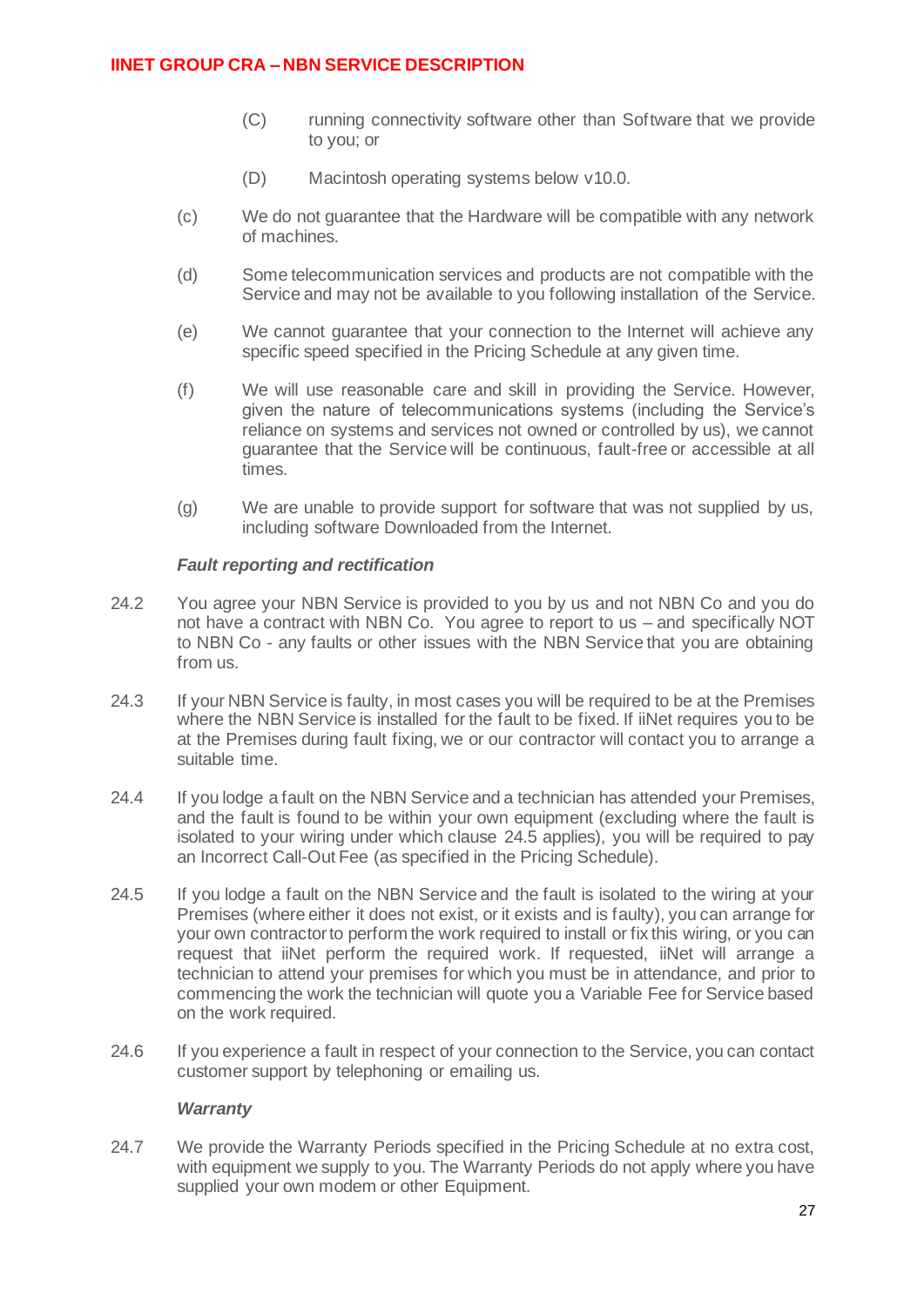(C) running connectivity software other than Software that we provide to you; or

(D) Macintosh operating systems below v10.0.

(c) We do not guarantee that the Hardware will be compatible with any network of machines.

(d) Some telecommunication services and products are not compatible with the Service and may not be available to you following installation of the Service.

(e) We cannot guarantee that your connection to the Internet will achieve any specific speed specified in the Pricing Schedule at any given time.

(f) We will use reasonable care and skill in providing the Service. However, given the nature of telecommunications systems (including the Service's reliance on systems and services not owned or controlled by us), we cannot guarantee that the Service will be continuous, fault-free or accessible at all times.

(g) We are unable to provide support for software that was not supplied by us, including software Downloaded from the Internet.

***Fault reporting and rectification***

24.2 You agree your NBN Service is provided to you by us and not NBN Co and you do not have a contract with NBN Co. You agree to report to us – and specifically NOT to NBN Co - any faults or other issues with the NBN Service that you are obtaining from us.

24.3 If your NBN Service is faulty, in most cases you will be required to be at the Premises where the NBN Service is installed for the fault to be fixed. If iiNet requires you to be at the Premises during fault fixing, we or our contractor will contact you to arrange a suitable time.

24.4 If you lodge a fault on the NBN Service and a technician has attended your Premises, and the fault is found to be within your own equipment (excluding where the fault is isolated to your wiring under which clause 24.5 applies), you will be required to pay an Incorrect Call-Out Fee (as specified in the Pricing Schedule).

24.5 If you lodge a fault on the NBN Service and the fault is isolated to the wiring at your Premises (where either it does not exist, or it exists and is faulty), you can arrange for your own contractor to perform the work required to install or fix this wiring, or you can request that iiNet perform the required work. If requested, iiNet will arrange a technician to attend your premises for which you must be in attendance, and prior to commencing the work the technician will quote you a Variable Fee for Service based on the work required.

24.6 If you experience a fault in respect of your connection to the Service, you can contact customer support by telephoning or emailing us.

***Warranty***

24.7 We provide the Warranty Periods specified in the Pricing Schedule at no extra cost, with equipment we supply to you. The Warranty Periods do not apply where you have supplied your own modem or other Equipment.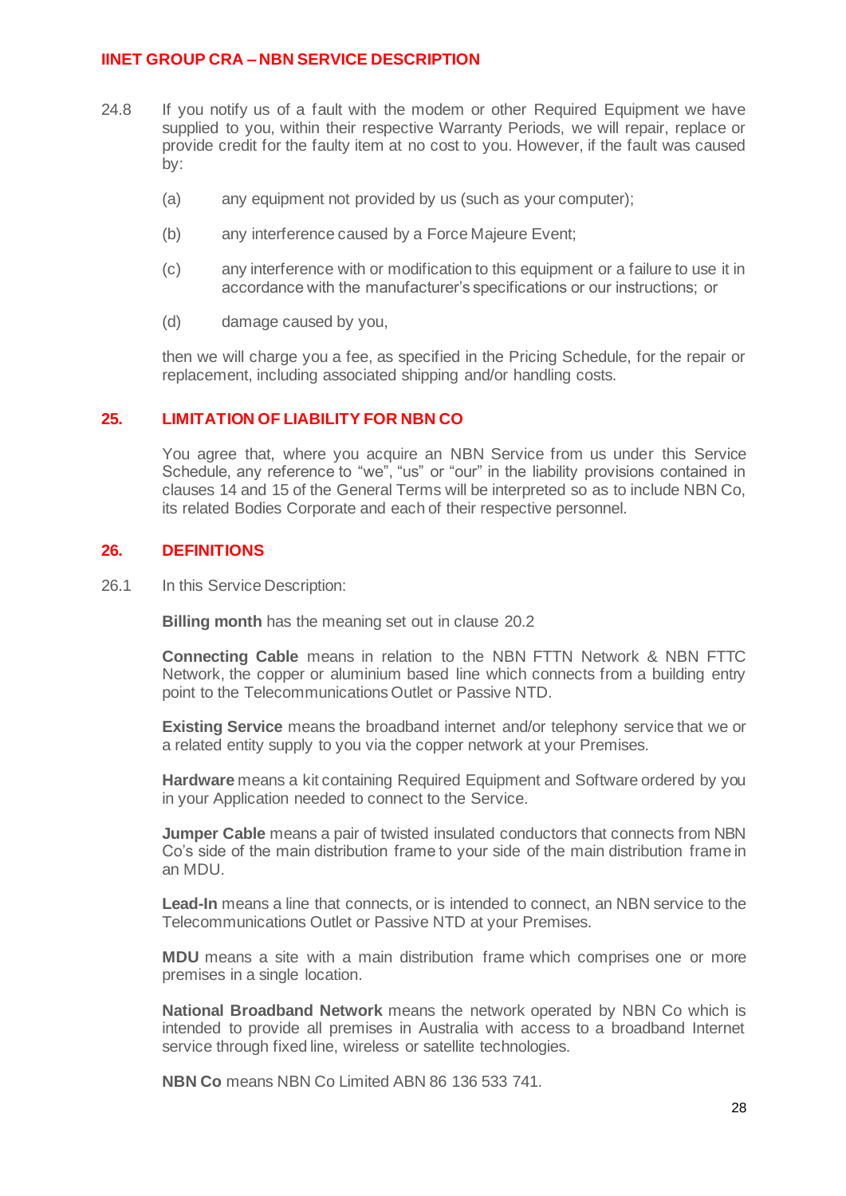24.8 If you notify us of a fault with the modem or other Required Equipment we have supplied to you, within their respective Warranty Periods, we will repair, replace or provide credit for the faulty item at no cost to you. However, if the fault was caused by:

(a) any equipment not provided by us (such as your computer);

(b) any interference caused by a Force Majeure Event;

(c) any interference with or modification to this equipment or a failure to use it in accordance with the manufacturer's specifications or our instructions; or

(d) damage caused by you,

then we will charge you a fee, as specified in the Pricing Schedule, for the repair or replacement, including associated shipping and/or handling costs.

## 25. LIMITATION OF LIABILITY FOR NBN CO

You agree that, where you acquire an NBN Service from us under this Service Schedule, any reference to "we", "us" or "our" in the liability provisions contained in clauses 14 and 15 of the General Terms will be interpreted so as to include NBN Co, its related Bodies Corporate and each of their respective personnel.

## 26. DEFINITIONS

26.1 In this Service Description:

**Billing month** has the meaning set out in clause 20.2

**Connecting Cable** means in relation to the NBN FTTN Network & NBN FTTC Network, the copper or aluminium based line which connects from a building entry point to the Telecommunications Outlet or Passive NTD.

**Existing Service** means the broadband internet and/or telephony service that we or a related entity supply to you via the copper network at your Premises.

**Hardware** means a kit containing Required Equipment and Software ordered by you in your Application needed to connect to the Service.

**Jumper Cable** means a pair of twisted insulated conductors that connects from NBN Co's side of the main distribution frame to your side of the main distribution frame in an MDU.

**Lead-In** means a line that connects, or is intended to connect, an NBN service to the Telecommunications Outlet or Passive NTD at your Premises.

**MDU** means a site with a main distribution frame which comprises one or more premises in a single location.

**National Broadband Network** means the network operated by NBN Co which is intended to provide all premises in Australia with access to a broadband Internet service through fixed line, wireless or satellite technologies.

**NBN Co** means NBN Co Limited ABN 86 136 533 741.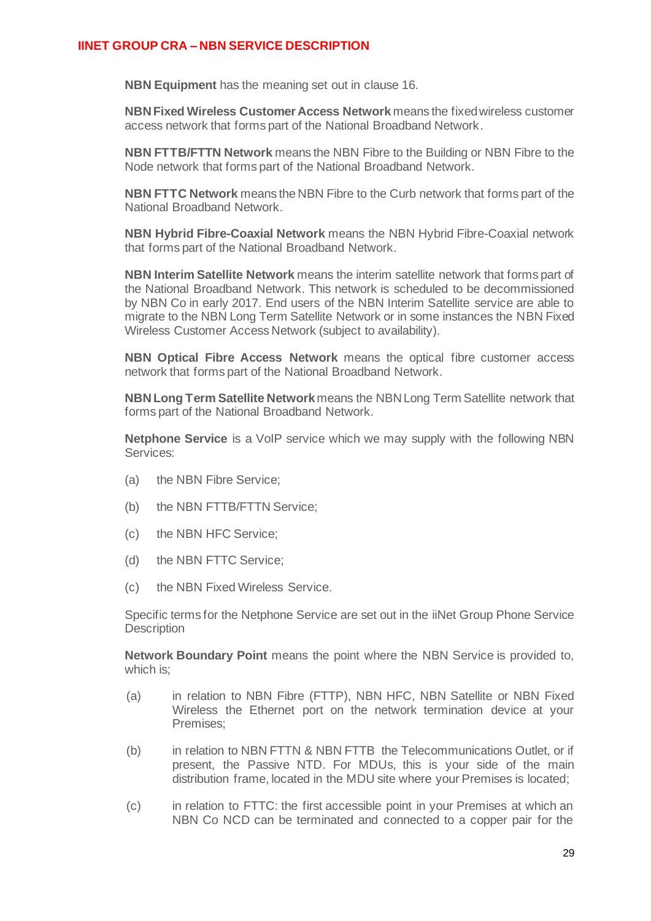**NBN Equipment** has the meaning set out in clause 16.

**NBN Fixed Wireless Customer Access Network** means the fixed wireless customer access network that forms part of the National Broadband Network.

**NBN FTTB/FTTN Network** means the NBN Fibre to the Building or NBN Fibre to the Node network that forms part of the National Broadband Network.

**NBN FTTC Network** means the NBN Fibre to the Curb network that forms part of the National Broadband Network.

**NBN Hybrid Fibre-Coaxial Network** means the NBN Hybrid Fibre-Coaxial network that forms part of the National Broadband Network.

**NBN Interim Satellite Network** means the interim satellite network that forms part of the National Broadband Network. This network is scheduled to be decommissioned by NBN Co in early 2017. End users of the NBN Interim Satellite service are able to migrate to the NBN Long Term Satellite Network or in some instances the NBN Fixed Wireless Customer Access Network (subject to availability).

**NBN Optical Fibre Access Network** means the optical fibre customer access network that forms part of the National Broadband Network.

**NBN Long Term Satellite Network** means the NBN Long Term Satellite network that forms part of the National Broadband Network.

**Netphone Service** is a VoIP service which we may supply with the following NBN Services:

(a) the NBN Fibre Service;

(b) the NBN FTTB/FTTN Service;

(c) the NBN HFC Service;

(d) the NBN FTTC Service;

(c) the NBN Fixed Wireless Service.

Specific terms for the Netphone Service are set out in the iiNet Group Phone Service Description

**Network Boundary Point** means the point where the NBN Service is provided to, which is;

(a) in relation to NBN Fibre (FTTP), NBN HFC, NBN Satellite or NBN Fixed Wireless the Ethernet port on the network termination device at your Premises;

(b) in relation to NBN FTTN & NBN FTTB the Telecommunications Outlet, or if present, the Passive NTD. For MDUs, this is your side of the main distribution frame, located in the MDU site where your Premises is located;

(c) in relation to FTTC: the first accessible point in your Premises at which an NBN Co NCD can be terminated and connected to a copper pair for the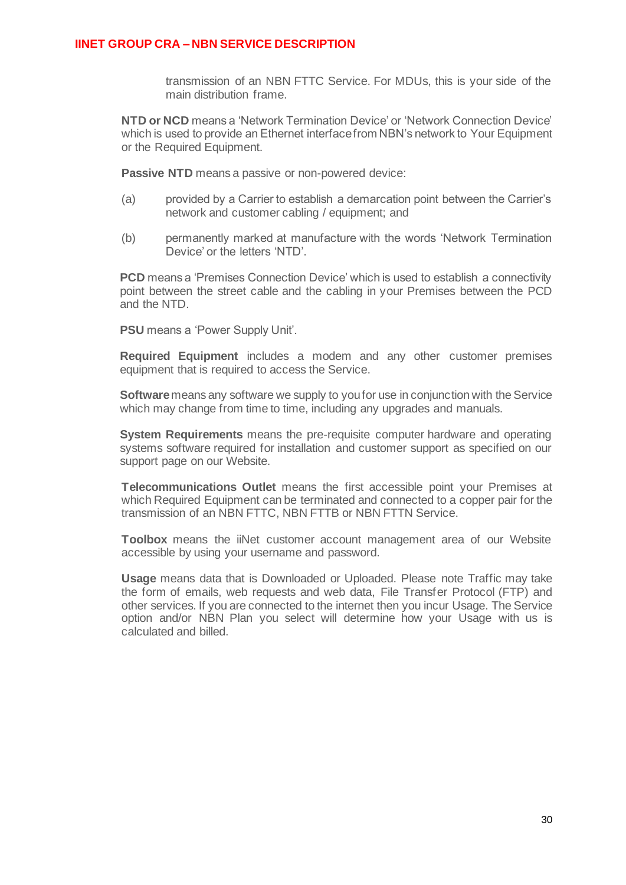transmission of an NBN FTTC Service. For MDUs, this is your side of the main distribution frame.

**NTD or NCD** means a 'Network Termination Device' or 'Network Connection Device' which is used to provide an Ethernet interface from NBN's network to Your Equipment or the Required Equipment.

**Passive NTD** means a passive or non-powered device:

(a) provided by a Carrier to establish a demarcation point between the Carrier's network and customer cabling / equipment; and

(b) permanently marked at manufacture with the words 'Network Termination Device' or the letters 'NTD'.

**PCD** means a 'Premises Connection Device' which is used to establish a connectivity point between the street cable and the cabling in your Premises between the PCD and the NTD.

**PSU** means a 'Power Supply Unit'.

**Required Equipment** includes a modem and any other customer premises equipment that is required to access the Service.

**Software** means any software we supply to you for use in conjunction with the Service which may change from time to time, including any upgrades and manuals.

**System Requirements** means the pre-requisite computer hardware and operating systems software required for installation and customer support as specified on our support page on our Website.

**Telecommunications Outlet** means the first accessible point your Premises at which Required Equipment can be terminated and connected to a copper pair for the transmission of an NBN FTTC, NBN FTTB or NBN FTTN Service.

**Toolbox** means the iiNet customer account management area of our Website accessible by using your username and password.

**Usage** means data that is Downloaded or Uploaded. Please note Traffic may take the form of emails, web requests and web data, File Transfer Protocol (FTP) and other services. If you are connected to the internet then you incur Usage. The Service option and/or NBN Plan you select will determine how your Usage with us is calculated and billed.